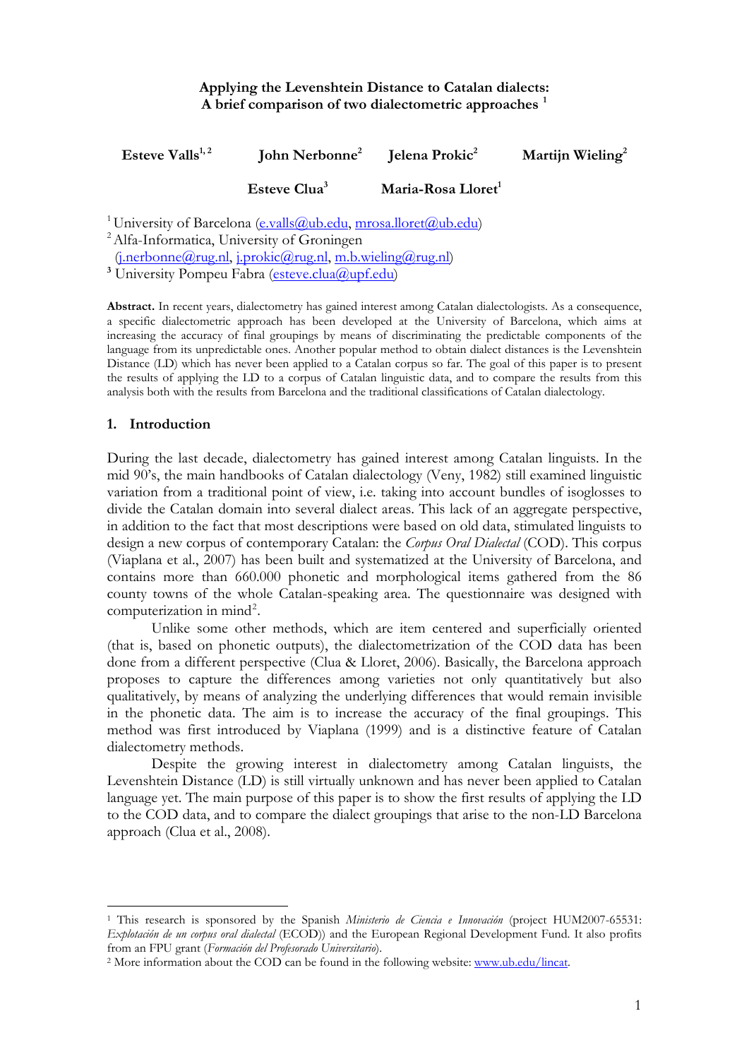# Applying the Levenshtein Distance to Catalan dialects: A brief comparison of two dialectometric approaches [1]

**Esteve Valls**[1, 2] **John Nerbonne**[2] **Jelena Prokic**[2] **Martijn Wieling**[2]

**Esteve Clua**[3] **Maria-Rosa Lloret**[1]

[1] University of Barcelona (e.valls@ub.edu, mrosa.lloret@ub.edu)
[2] Alfa-Informatica, University of Groningen (j.nerbonne@rug.nl, j.prokic@rug.nl, m.b.wieling@rug.nl)
[3] University Pompeu Fabra (esteve.clua@upf.edu)

**Abstract.** In recent years, dialectometry has gained interest among Catalan dialectologists. As a consequence, a specific dialectometric approach has been developed at the University of Barcelona, which aims at increasing the accuracy of final groupings by means of discriminating the predictable components of the language from its unpredictable ones. Another popular method to obtain dialect distances is the Levenshtein Distance (LD) which has never been applied to a Catalan corpus so far. The goal of this paper is to present the results of applying the LD to a corpus of Catalan linguistic data, and to compare the results from this analysis both with the results from Barcelona and the traditional classifications of Catalan dialectology.

## 1. Introduction

During the last decade, dialectometry has gained interest among Catalan linguists. In the mid 90's, the main handbooks of Catalan dialectology (Veny, 1982) still examined linguistic variation from a traditional point of view, i.e. taking into account bundles of isoglosses to divide the Catalan domain into several dialect areas. This lack of an aggregate perspective, in addition to the fact that most descriptions were based on old data, stimulated linguists to design a new corpus of contemporary Catalan: the *Corpus Oral Dialectal* (COD). This corpus (Viaplana et al., 2007) has been built and systematized at the University of Barcelona, and contains more than 660.000 phonetic and morphological items gathered from the 86 county towns of the whole Catalan-speaking area. The questionnaire was designed with computerization in mind[2].

Unlike some other methods, which are item centered and superficially oriented (that is, based on phonetic outputs), the dialectometrization of the COD data has been done from a different perspective (Clua & Lloret, 2006). Basically, the Barcelona approach proposes to capture the differences among varieties not only quantitatively but also qualitatively, by means of analyzing the underlying differences that would remain invisible in the phonetic data. The aim is to increase the accuracy of the final groupings. This method was first introduced by Viaplana (1999) and is a distinctive feature of Catalan dialectometry methods.

Despite the growing interest in dialectometry among Catalan linguists, the Levenshtein Distance (LD) is still virtually unknown and has never been applied to Catalan language yet. The main purpose of this paper is to show the first results of applying the LD to the COD data, and to compare the dialect groupings that arise to the non-LD Barcelona approach (Clua et al., 2008).

---

[1] This research is sponsored by the Spanish *Ministerio de Ciencia e Innovación* (project HUM2007-65531: *Explotación de un corpus oral dialectal* (ECOD)) and the European Regional Development Fund. It also profits from an FPU grant (*Formación del Profesorado Universitario*).

[2] More information about the COD can be found in the following website: www.ub.edu/lincat.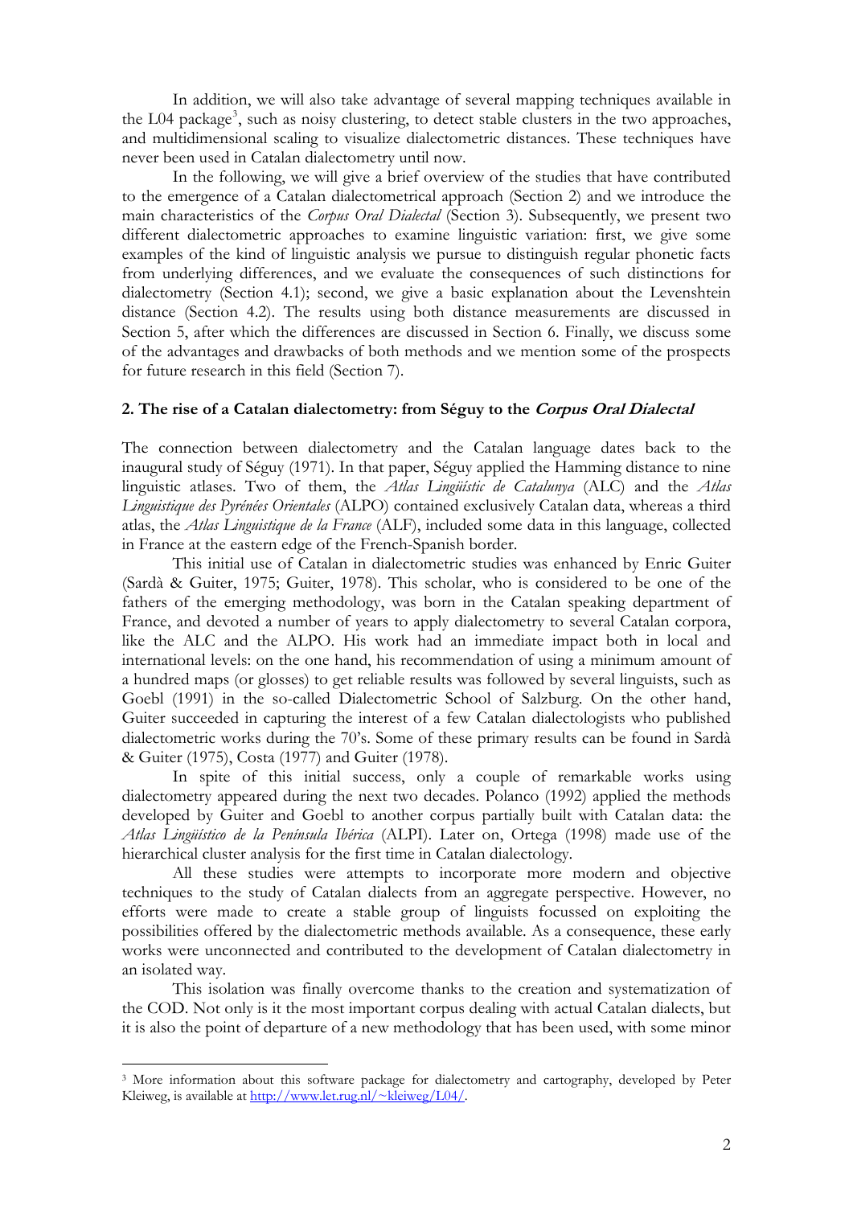In addition, we will also take advantage of several mapping techniques available in the L04 package[3], such as noisy clustering, to detect stable clusters in the two approaches, and multidimensional scaling to visualize dialectometric distances. These techniques have never been used in Catalan dialectometry until now.

In the following, we will give a brief overview of the studies that have contributed to the emergence of a Catalan dialectometrical approach (Section 2) and we introduce the main characteristics of the *Corpus Oral Dialectal* (Section 3). Subsequently, we present two different dialectometric approaches to examine linguistic variation: first, we give some examples of the kind of linguistic analysis we pursue to distinguish regular phonetic facts from underlying differences, and we evaluate the consequences of such distinctions for dialectometry (Section 4.1); second, we give a basic explanation about the Levenshtein distance (Section 4.2). The results using both distance measurements are discussed in Section 5, after which the differences are discussed in Section 6. Finally, we discuss some of the advantages and drawbacks of both methods and we mention some of the prospects for future research in this field (Section 7).

## 2. The rise of a Catalan dialectometry: from Séguy to the *Corpus Oral Dialectal*

The connection between dialectometry and the Catalan language dates back to the inaugural study of Séguy (1971). In that paper, Séguy applied the Hamming distance to nine linguistic atlases. Two of them, the *Atlas Lingüístic de Catalunya* (ALC) and the *Atlas Linguistique des Pyrénées Orientales* (ALPO) contained exclusively Catalan data, whereas a third atlas, the *Atlas Linguistique de la France* (ALF), included some data in this language, collected in France at the eastern edge of the French-Spanish border.

This initial use of Catalan in dialectometric studies was enhanced by Enric Guiter (Sardà & Guiter, 1975; Guiter, 1978). This scholar, who is considered to be one of the fathers of the emerging methodology, was born in the Catalan speaking department of France, and devoted a number of years to apply dialectometry to several Catalan corpora, like the ALC and the ALPO. His work had an immediate impact both in local and international levels: on the one hand, his recommendation of using a minimum amount of a hundred maps (or glosses) to get reliable results was followed by several linguists, such as Goebl (1991) in the so-called Dialectometric School of Salzburg. On the other hand, Guiter succeeded in capturing the interest of a few Catalan dialectologists who published dialectometric works during the 70's. Some of these primary results can be found in Sardà & Guiter (1975), Costa (1977) and Guiter (1978).

In spite of this initial success, only a couple of remarkable works using dialectometry appeared during the next two decades. Polanco (1992) applied the methods developed by Guiter and Goebl to another corpus partially built with Catalan data: the *Atlas Lingüístico de la Península Ibérica* (ALPI). Later on, Ortega (1998) made use of the hierarchical cluster analysis for the first time in Catalan dialectology.

All these studies were attempts to incorporate more modern and objective techniques to the study of Catalan dialects from an aggregate perspective. However, no efforts were made to create a stable group of linguists focussed on exploiting the possibilities offered by the dialectometric methods available. As a consequence, these early works were unconnected and contributed to the development of Catalan dialectometry in an isolated way.

This isolation was finally overcome thanks to the creation and systematization of the COD. Not only is it the most important corpus dealing with actual Catalan dialects, but it is also the point of departure of a new methodology that has been used, with some minor

---

[3] More information about this software package for dialectometry and cartography, developed by Peter Kleiweg, is available at http://www.let.rug.nl/~kleiweg/L04/.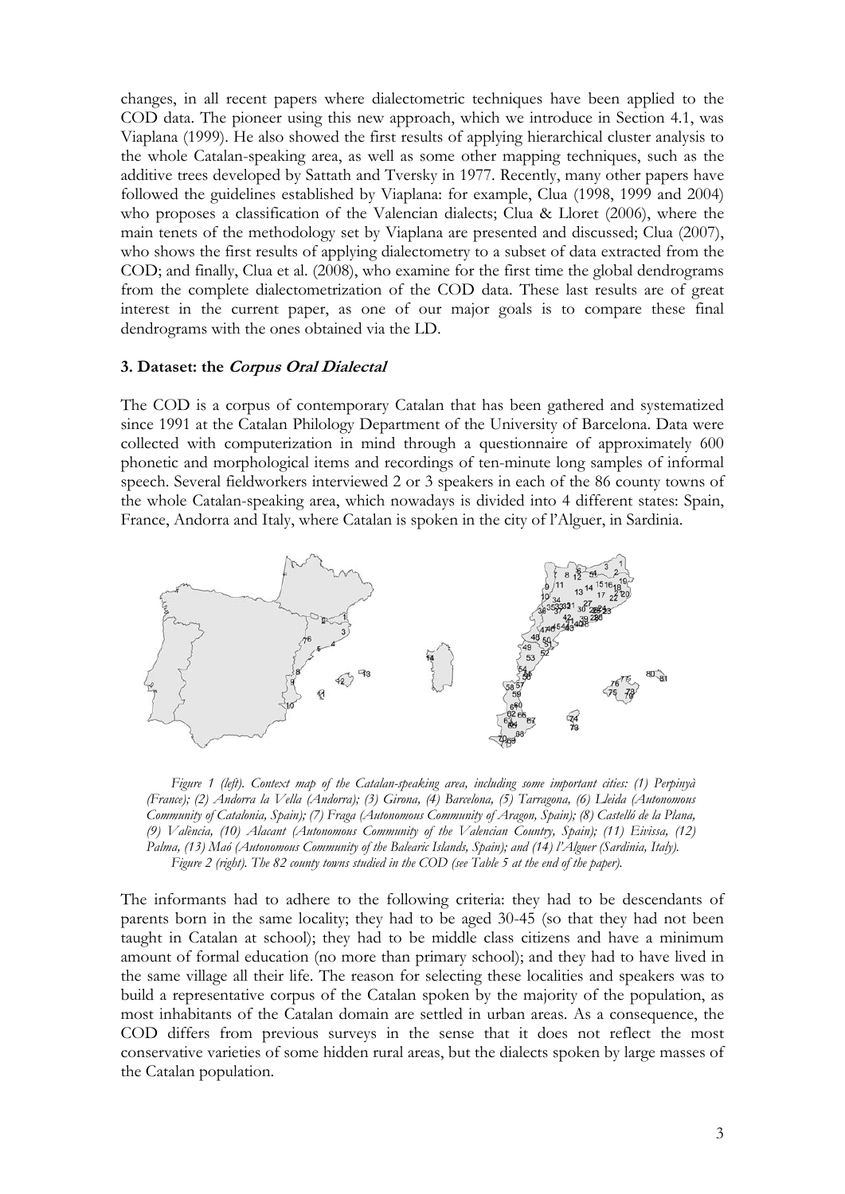changes, in all recent papers where dialectometric techniques have been applied to the COD data. The pioneer using this new approach, which we introduce in Section 4.1, was Viaplana (1999). He also showed the first results of applying hierarchical cluster analysis to the whole Catalan-speaking area, as well as some other mapping techniques, such as the additive trees developed by Sattath and Tversky in 1977. Recently, many other papers have followed the guidelines established by Viaplana: for example, Clua (1998, 1999 and 2004) who proposes a classification of the Valencian dialects; Clua & Lloret (2006), where the main tenets of the methodology set by Viaplana are presented and discussed; Clua (2007), who shows the first results of applying dialectometry to a subset of data extracted from the COD; and finally, Clua et al. (2008), who examine for the first time the global dendrograms from the complete dialectometrization of the COD data. These last results are of great interest in the current paper, as one of our major goals is to compare these final dendrograms with the ones obtained via the LD.

### 3. Dataset: the *Corpus Oral Dialectal*

The COD is a corpus of contemporary Catalan that has been gathered and systematized since 1991 at the Catalan Philology Department of the University of Barcelona. Data were collected with computerization in mind through a questionnaire of approximately 600 phonetic and morphological items and recordings of ten-minute long samples of informal speech. Several fieldworkers interviewed 2 or 3 speakers in each of the 86 county towns of the whole Catalan-speaking area, which nowadays is divided into 4 different states: Spain, France, Andorra and Italy, where Catalan is spoken in the city of l'Alguer, in Sardinia.

*Figure 1 (left). Context map of the Catalan-speaking area, including some important cities: (1) Perpinyà (France); (2) Andorra la Vella (Andorra); (3) Girona, (4) Barcelona, (5) Tarragona, (6) Lleida (Autonomous Community of Catalonia, Spain); (7) Fraga (Autonomous Community of Aragon, Spain); (8) Castelló de la Plana, (9) València, (10) Alacant (Autonomous Community of the Valencian Country, Spain); (11) Eivissa, (12) Palma, (13) Maó (Autonomous Community of the Balearic Islands, Spain); and (14) l'Alguer (Sardinia, Italy).*
*Figure 2 (right). The 82 county towns studied in the COD (see Table 5 at the end of the paper).*

The informants had to adhere to the following criteria: they had to be descendants of parents born in the same locality; they had to be aged 30-45 (so that they had not been taught in Catalan at school); they had to be middle class citizens and have a minimum amount of formal education (no more than primary school); and they had to have lived in the same village all their life. The reason for selecting these localities and speakers was to build a representative corpus of the Catalan spoken by the majority of the population, as most inhabitants of the Catalan domain are settled in urban areas. As a consequence, the COD differs from previous surveys in the sense that it does not reflect the most conservative varieties of some hidden rural areas, but the dialects spoken by large masses of the Catalan population.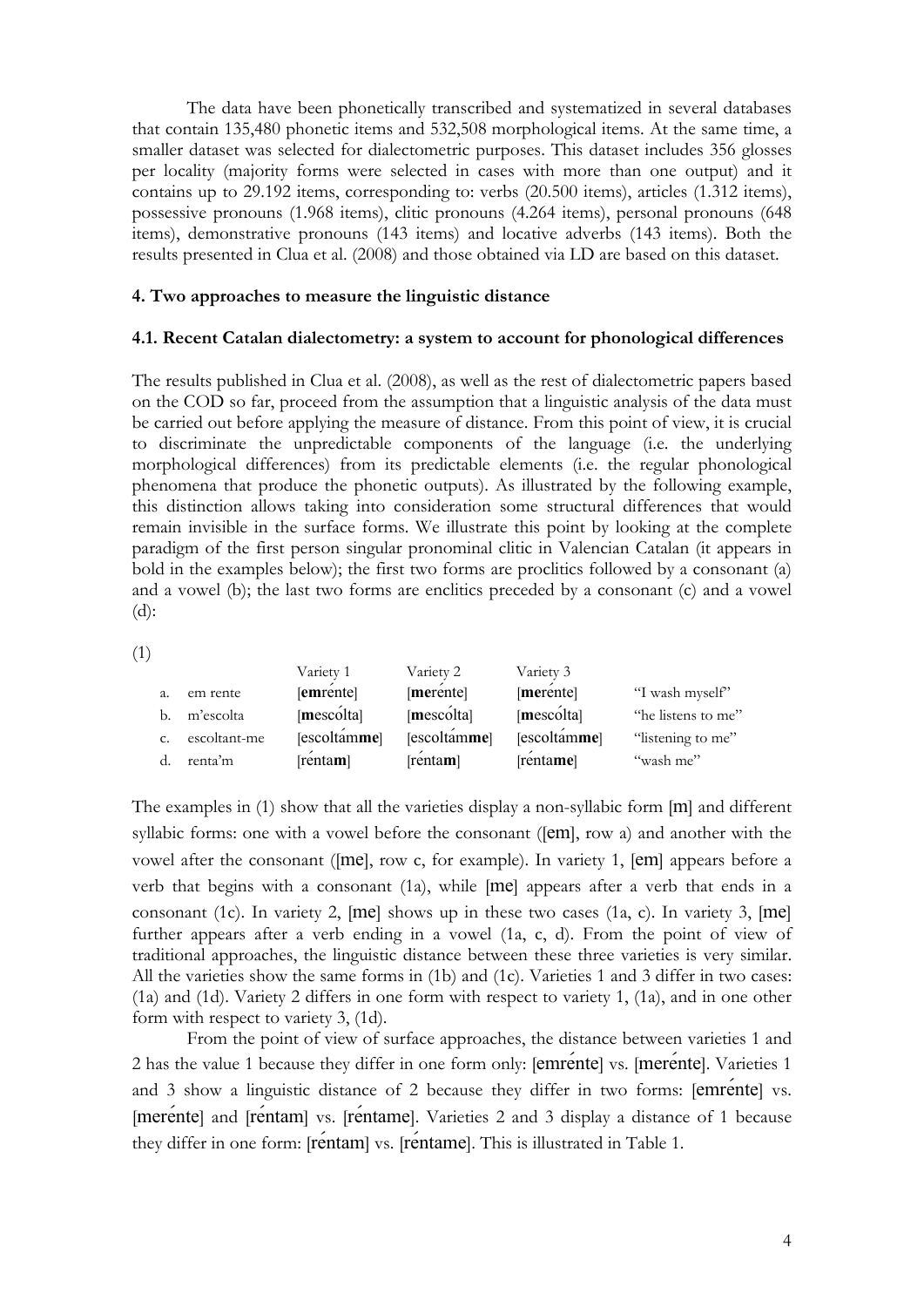The data have been phonetically transcribed and systematized in several databases that contain 135,480 phonetic items and 532,508 morphological items. At the same time, a smaller dataset was selected for dialectometric purposes. This dataset includes 356 glosses per locality (majority forms were selected in cases with more than one output) and it contains up to 29.192 items, corresponding to: verbs (20.500 items), articles (1.312 items), possessive pronouns (1.968 items), clitic pronouns (4.264 items), personal pronouns (648 items), demonstrative pronouns (143 items) and locative adverbs (143 items). Both the results presented in Clua et al. (2008) and those obtained via LD are based on this dataset.

## 4. Two approaches to measure the linguistic distance

### 4.1. Recent Catalan dialectometry: a system to account for phonological differences

The results published in Clua et al. (2008), as well as the rest of dialectometric papers based on the COD so far, proceed from the assumption that a linguistic analysis of the data must be carried out before applying the measure of distance. From this point of view, it is crucial to discriminate the unpredictable components of the language (i.e. the underlying morphological differences) from its predictable elements (i.e. the regular phonological phenomena that produce the phonetic outputs). As illustrated by the following example, this distinction allows taking into consideration some structural differences that would remain invisible in the surface forms. We illustrate this point by looking at the complete paradigm of the first person singular pronominal clitic in Valencian Catalan (it appears in bold in the examples below); the first two forms are proclitics followed by a consonant (a) and a vowel (b); the last two forms are enclitics preceded by a consonant (c) and a vowel (d):

(1)

| | | Variety 1 | Variety 2 | Variety 3 | |
|---|---|---|---|---|---|
| a. | em rente | [**em**rénte] | [**me**rénte] | [**me**rénte] | "I wash myself" |
| b. | m'escolta | [**m**escólta] | [**m**escólta] | [**m**escólta] | "he listens to me" |
| c. | escoltant-me | [escoltám**me**] | [escoltám**me**] | [escoltám**me**] | "listening to me" |
| d. | renta'm | [rénta**m**] | [rénta**m**] | [rénta**me**] | "wash me" |

The examples in (1) show that all the varieties display a non-syllabic form [m] and different syllabic forms: one with a vowel before the consonant ([em], row a) and another with the vowel after the consonant ([me], row c, for example). In variety 1, [em] appears before a verb that begins with a consonant (1a), while [me] appears after a verb that ends in a consonant (1c). In variety 2, [me] shows up in these two cases (1a, c). In variety 3, [me] further appears after a verb ending in a vowel (1a, c, d). From the point of view of traditional approaches, the linguistic distance between these three varieties is very similar. All the varieties show the same forms in (1b) and (1c). Varieties 1 and 3 differ in two cases: (1a) and (1d). Variety 2 differs in one form with respect to variety 1, (1a), and in one other form with respect to variety 3, (1d).

From the point of view of surface approaches, the distance between varieties 1 and 2 has the value 1 because they differ in one form only: [emrénte] vs. [merénte]. Varieties 1 and 3 show a linguistic distance of 2 because they differ in two forms: [emrénte] vs. [merénte] and [réntam] vs. [réntame]. Varieties 2 and 3 display a distance of 1 because they differ in one form: [réntam] vs. [réntame]. This is illustrated in Table 1.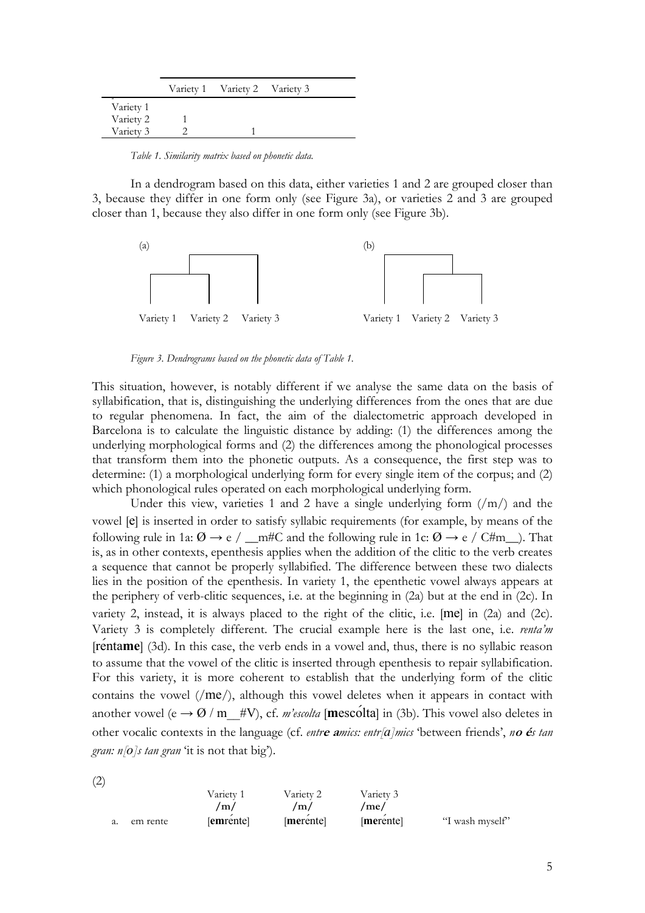|  | Variety 1 | Variety 2 | Variety 3 |
|---|---|---|---|
| Variety 1 |  |  |  |
| Variety 2 | 1 |  |  |
| Variety 3 | 2 | 1 |  |

*Table 1. Similarity matrix based on phonetic data.*

In a dendrogram based on this data, either varieties 1 and 2 are grouped closer than 3, because they differ in one form only (see Figure 3a), or varieties 2 and 3 are grouped closer than 1, because they also differ in one form only (see Figure 3b).

*Figure 3. Dendrograms based on the phonetic data of Table 1.*

This situation, however, is notably different if we analyse the same data on the basis of syllabification, that is, distinguishing the underlying differences from the ones that are due to regular phenomena. In fact, the aim of the dialectometric approach developed in Barcelona is to calculate the linguistic distance by adding: (1) the differences among the underlying morphological forms and (2) the differences among the phonological processes that transform them into the phonetic outputs. As a consequence, the first step was to determine: (1) a morphological underlying form for every single item of the corpus; and (2) which phonological rules operated on each morphological underlying form.

Under this view, varieties 1 and 2 have a single underlying form (/m/) and the vowel [e] is inserted in order to satisfy syllabic requirements (for example, by means of the following rule in 1a: Ø → e / __m#C and the following rule in 1c: Ø → e / C#m__). That is, as in other contexts, epenthesis applies when the addition of the clitic to the verb creates a sequence that cannot be properly syllabified. The difference between these two dialects lies in the position of the epenthesis. In variety 1, the epenthetic vowel always appears at the periphery of verb-clitic sequences, i.e. at the beginning in (2a) but at the end in (2c). In variety 2, instead, it is always placed to the right of the clitic, i.e. [me] in (2a) and (2c). Variety 3 is completely different. The crucial example here is the last one, i.e. *renta'm* [réntа**me**] (3d). In this case, the verb ends in a vowel and, thus, there is no syllabic reason to assume that the vowel of the clitic is inserted through epenthesis to repair syllabification. For this variety, it is more coherent to establish that the underlying form of the clitic contains the vowel (/me/), although this vowel deletes when it appears in contact with another vowel (e → Ø / m__#V), cf. *m'escolta* [**m**escólta] in (3b). This vowel also deletes in other vocalic contexts in the language (cf. *entr**e a**mics: entr[a]mics* 'between friends', *n**o é**s tan gran: n[o]s tan gran* 'it is not that big').

(2)

|  |  | Variety 1 | Variety 2 | Variety 3 |  |
|---|---|---|---|---|---|
|  |  | /m/ | /m/ | /me/ |  |
| a. | em rente | [**em**rénte] | [**me**rénte] | [**me**rénte] | "I wash myself" |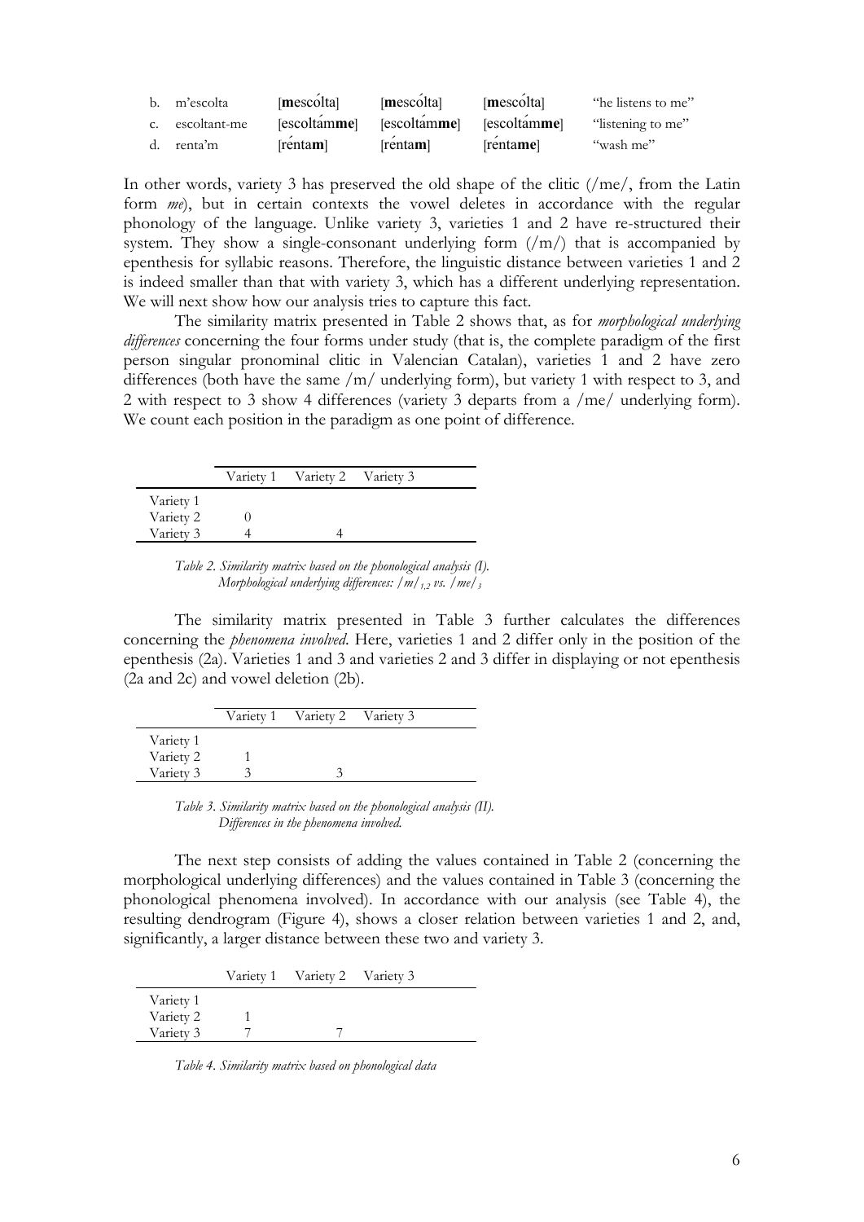| | | | | | |
|---|---|---|---|---|---|
| b. | m'escolta | [**m**escólta] | [**m**escólta] | [**m**escólta] | "he listens to me" |
| c. | escoltant-me | [escoltám**me**] | [escoltám**me**] | [escoltám**me**] | "listening to me" |
| d. | renta'm | [réntа**m**] | [réntа**m**] | [réntа**me**] | "wash me" |

In other words, variety 3 has preserved the old shape of the clitic (/me/, from the Latin form *me*), but in certain contexts the vowel deletes in accordance with the regular phonology of the language. Unlike variety 3, varieties 1 and 2 have re-structured their system. They show a single-consonant underlying form (/m/) that is accompanied by epenthesis for syllabic reasons. Therefore, the linguistic distance between varieties 1 and 2 is indeed smaller than that with variety 3, which has a different underlying representation. We will next show how our analysis tries to capture this fact.

The similarity matrix presented in Table 2 shows that, as for *morphological underlying differences* concerning the four forms under study (that is, the complete paradigm of the first person singular pronominal clitic in Valencian Catalan), varieties 1 and 2 have zero differences (both have the same /m/ underlying form), but variety 1 with respect to 3, and 2 with respect to 3 show 4 differences (variety 3 departs from a /me/ underlying form). We count each position in the paradigm as one point of difference.

| | Variety 1 | Variety 2 | Variety 3 |
|---|---|---|---|
| Variety 1 | | | |
| Variety 2 | 0 | | |
| Variety 3 | 4 | 4 | |

*Table 2. Similarity matrix based on the phonological analysis (I). Morphological underlying differences: $/m/_{1,2}$ vs. $/me/_{3}$*

The similarity matrix presented in Table 3 further calculates the differences concerning the *phenomena involved*. Here, varieties 1 and 2 differ only in the position of the epenthesis (2a). Varieties 1 and 3 and varieties 2 and 3 differ in displaying or not epenthesis (2a and 2c) and vowel deletion (2b).

| | Variety 1 | Variety 2 | Variety 3 |
|---|---|---|---|
| Variety 1 | | | |
| Variety 2 | 1 | | |
| Variety 3 | 3 | 3 | |

*Table 3. Similarity matrix based on the phonological analysis (II). Differences in the phenomena involved.*

The next step consists of adding the values contained in Table 2 (concerning the morphological underlying differences) and the values contained in Table 3 (concerning the phonological phenomena involved). In accordance with our analysis (see Table 4), the resulting dendrogram (Figure 4), shows a closer relation between varieties 1 and 2, and, significantly, a larger distance between these two and variety 3.

| | Variety 1 | Variety 2 | Variety 3 |
|---|---|---|---|
| Variety 1 | | | |
| Variety 2 | 1 | | |
| Variety 3 | 7 | 7 | |

*Table 4. Similarity matrix based on phonological data*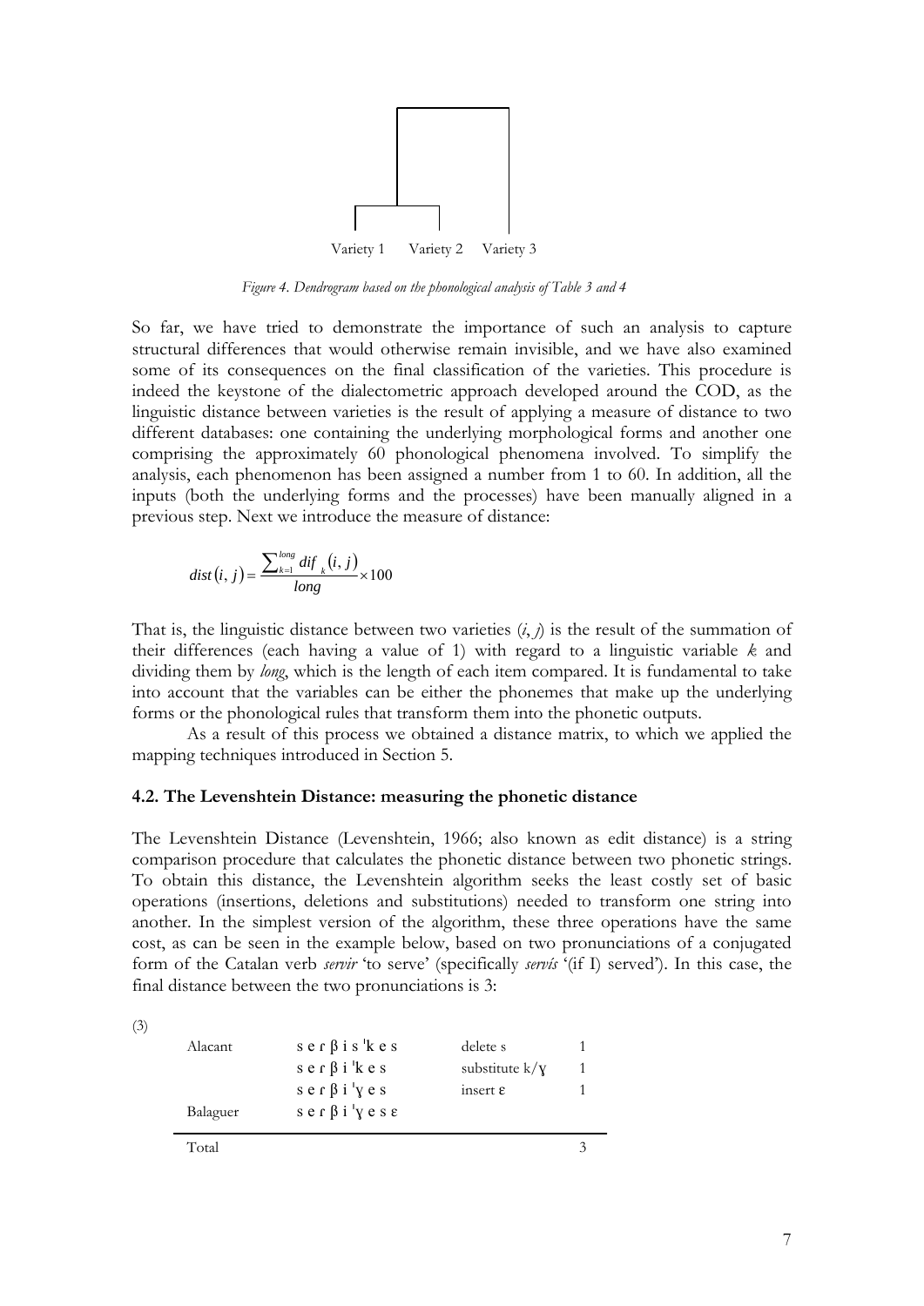Variety 1 Variety 2 Variety 3

*Figure 4. Dendrogram based on the phonological analysis of Table 3 and 4*

So far, we have tried to demonstrate the importance of such an analysis to capture structural differences that would otherwise remain invisible, and we have also examined some of its consequences on the final classification of the varieties. This procedure is indeed the keystone of the dialectometric approach developed around the COD, as the linguistic distance between varieties is the result of applying a measure of distance to two different databases: one containing the underlying morphological forms and another one comprising the approximately 60 phonological phenomena involved. To simplify the analysis, each phenomenon has been assigned a number from 1 to 60. In addition, all the inputs (both the underlying forms and the processes) have been manually aligned in a previous step. Next we introduce the measure of distance:

$$dist(i,j) = \frac{\sum_{k=1}^{long} dif_k(i,j)}{long} \times 100$$

That is, the linguistic distance between two varieties $(i, j)$ is the result of the summation of their differences (each having a value of 1) with regard to a linguistic variable $k$ and dividing them by *long*, which is the length of each item compared. It is fundamental to take into account that the variables can be either the phonemes that make up the underlying forms or the phonological rules that transform them into the phonetic outputs.

As a result of this process we obtained a distance matrix, to which we applied the mapping techniques introduced in Section 5.

### 4.2. The Levenshtein Distance: measuring the phonetic distance

The Levenshtein Distance (Levenshtein, 1966; also known as edit distance) is a string comparison procedure that calculates the phonetic distance between two phonetic strings. To obtain this distance, the Levenshtein algorithm seeks the least costly set of basic operations (insertions, deletions and substitutions) needed to transform one string into another. In the simplest version of the algorithm, these three operations have the same cost, as can be seen in the example below, based on two pronunciations of a conjugated form of the Catalan verb *servir* 'to serve' (specifically *servís* '(if I) served'). In this case, the final distance between the two pronunciations is 3:

(3)

| | | | |
|---|---|---|---|
| Alacant | s e r β i s ˈk e s | delete s | 1 |
| | s e r β i ˈk e s | substitute k/ɣ | 1 |
| | s e r β i ˈɣ e s | insert ɛ | 1 |
| Balaguer | s e r β i ˈɣ e s ɛ | | |
| Total | | | 3 |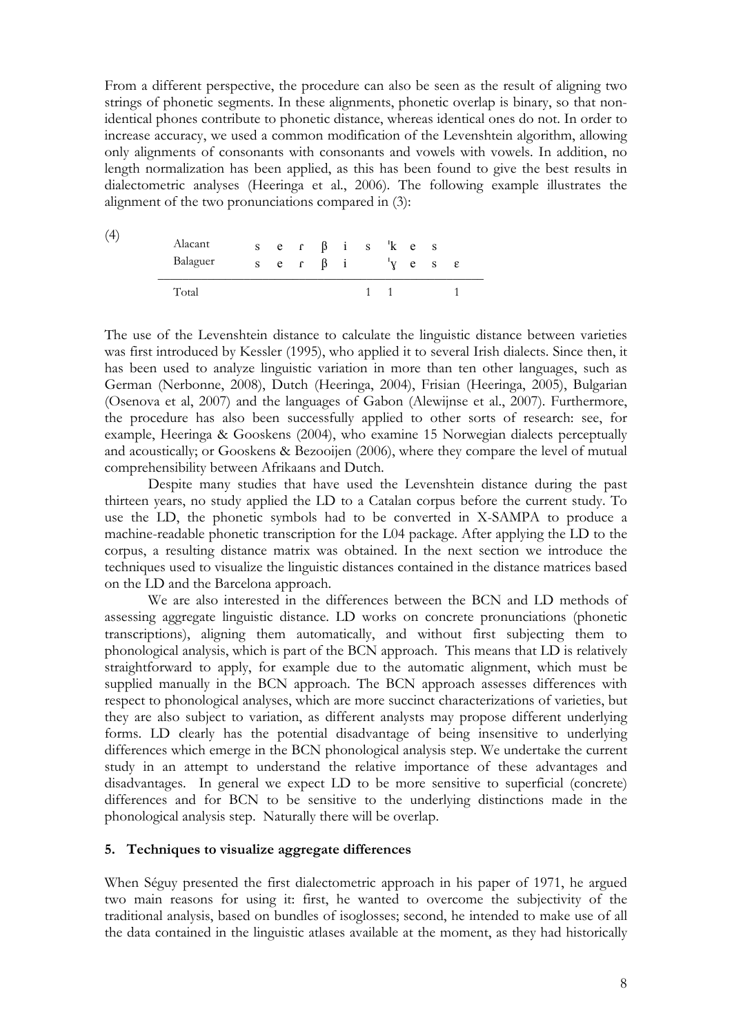From a different perspective, the procedure can also be seen as the result of aligning two strings of phonetic segments. In these alignments, phonetic overlap is binary, so that non-identical phones contribute to phonetic distance, whereas identical ones do not. In order to increase accuracy, we used a common modification of the Levenshtein algorithm, allowing only alignments of consonants with consonants and vowels with vowels. In addition, no length normalization has been applied, as this has been found to give the best results in dialectometric analyses (Heeringa et al., 2006). The following example illustrates the alignment of the two pronunciations compared in (3):

(4)

| | | | | | | | | | | |
|---|---|---|---|---|---|---|---|---|---|---|
| Alacant | s | e | ɾ | β | i | s | ˈk | e | s | |
| Balaguer | s | e | ɾ | β | i | | ˈɣ | e | s | ɛ |
| Total | | | | | | 1 | 1 | | | 1 |

The use of the Levenshtein distance to calculate the linguistic distance between varieties was first introduced by Kessler (1995), who applied it to several Irish dialects. Since then, it has been used to analyze linguistic variation in more than ten other languages, such as German (Nerbonne, 2008), Dutch (Heeringa, 2004), Frisian (Heeringa, 2005), Bulgarian (Osenova et al, 2007) and the languages of Gabon (Alewijnse et al., 2007). Furthermore, the procedure has also been successfully applied to other sorts of research: see, for example, Heeringa & Gooskens (2004), who examine 15 Norwegian dialects perceptually and acoustically; or Gooskens & Bezooijen (2006), where they compare the level of mutual comprehensibility between Afrikaans and Dutch.

Despite many studies that have used the Levenshtein distance during the past thirteen years, no study applied the LD to a Catalan corpus before the current study. To use the LD, the phonetic symbols had to be converted in X-SAMPA to produce a machine-readable phonetic transcription for the L04 package. After applying the LD to the corpus, a resulting distance matrix was obtained. In the next section we introduce the techniques used to visualize the linguistic distances contained in the distance matrices based on the LD and the Barcelona approach.

We are also interested in the differences between the BCN and LD methods of assessing aggregate linguistic distance. LD works on concrete pronunciations (phonetic transcriptions), aligning them automatically, and without first subjecting them to phonological analysis, which is part of the BCN approach. This means that LD is relatively straightforward to apply, for example due to the automatic alignment, which must be supplied manually in the BCN approach. The BCN approach assesses differences with respect to phonological analyses, which are more succinct characterizations of varieties, but they are also subject to variation, as different analysts may propose different underlying forms. LD clearly has the potential disadvantage of being insensitive to underlying differences which emerge in the BCN phonological analysis step. We undertake the current study in an attempt to understand the relative importance of these advantages and disadvantages. In general we expect LD to be more sensitive to superficial (concrete) differences and for BCN to be sensitive to the underlying distinctions made in the phonological analysis step. Naturally there will be overlap.

## 5. Techniques to visualize aggregate differences

When Séguy presented the first dialectometric approach in his paper of 1971, he argued two main reasons for using it: first, he wanted to overcome the subjectivity of the traditional analysis, based on bundles of isoglosses; second, he intended to make use of all the data contained in the linguistic atlases available at the moment, as they had historically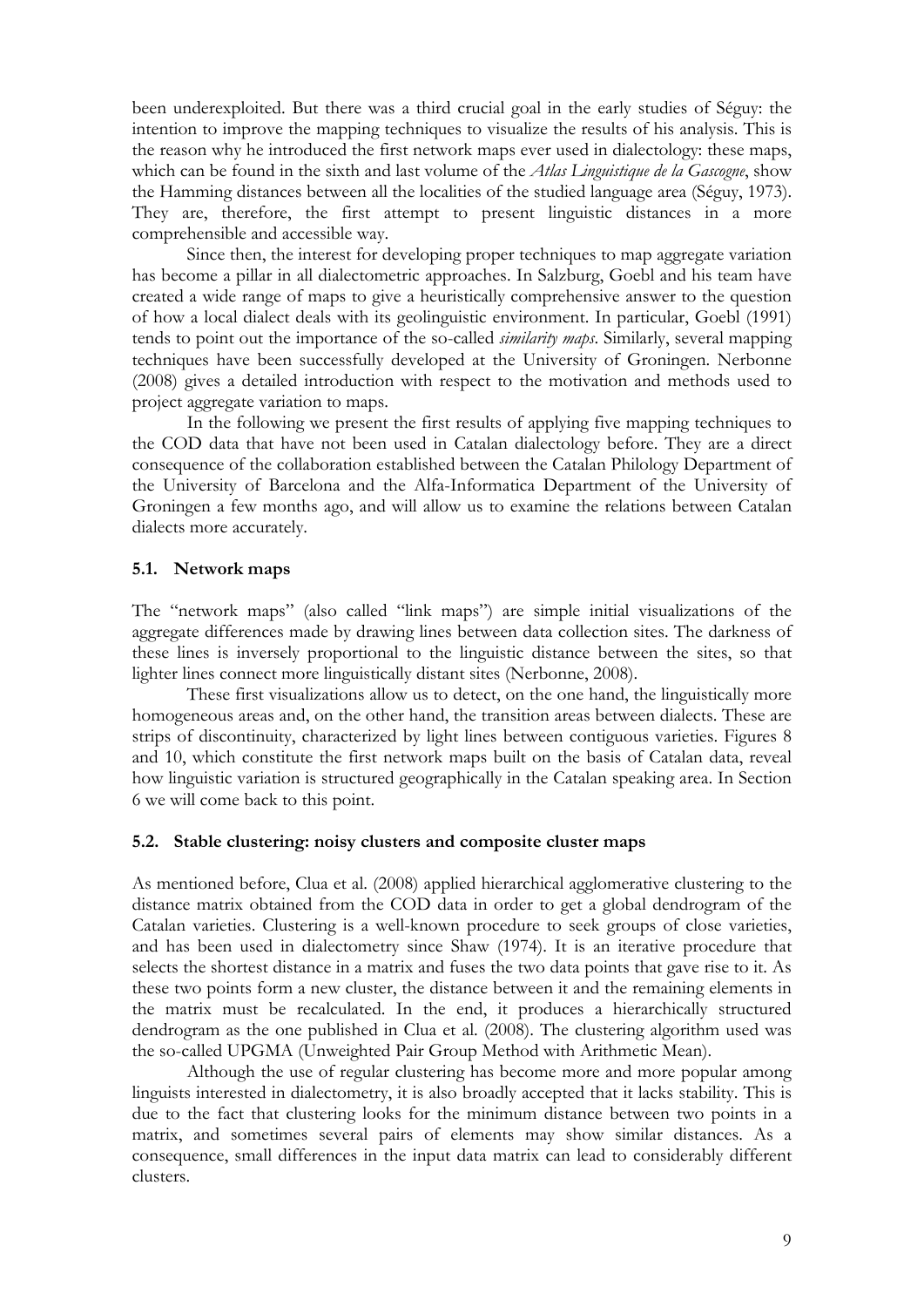been underexploited. But there was a third crucial goal in the early studies of Séguy: the intention to improve the mapping techniques to visualize the results of his analysis. This is the reason why he introduced the first network maps ever used in dialectology: these maps, which can be found in the sixth and last volume of the *Atlas Linguistique de la Gascogne*, show the Hamming distances between all the localities of the studied language area (Séguy, 1973). They are, therefore, the first attempt to present linguistic distances in a more comprehensible and accessible way.

Since then, the interest for developing proper techniques to map aggregate variation has become a pillar in all dialectometric approaches. In Salzburg, Goebl and his team have created a wide range of maps to give a heuristically comprehensive answer to the question of how a local dialect deals with its geolinguistic environment. In particular, Goebl (1991) tends to point out the importance of the so-called *similarity maps*. Similarly, several mapping techniques have been successfully developed at the University of Groningen. Nerbonne (2008) gives a detailed introduction with respect to the motivation and methods used to project aggregate variation to maps.

In the following we present the first results of applying five mapping techniques to the COD data that have not been used in Catalan dialectology before. They are a direct consequence of the collaboration established between the Catalan Philology Department of the University of Barcelona and the Alfa-Informatica Department of the University of Groningen a few months ago, and will allow us to examine the relations between Catalan dialects more accurately.

### 5.1. Network maps

The "network maps" (also called "link maps") are simple initial visualizations of the aggregate differences made by drawing lines between data collection sites. The darkness of these lines is inversely proportional to the linguistic distance between the sites, so that lighter lines connect more linguistically distant sites (Nerbonne, 2008).

These first visualizations allow us to detect, on the one hand, the linguistically more homogeneous areas and, on the other hand, the transition areas between dialects. These are strips of discontinuity, characterized by light lines between contiguous varieties. Figures 8 and 10, which constitute the first network maps built on the basis of Catalan data, reveal how linguistic variation is structured geographically in the Catalan speaking area. In Section 6 we will come back to this point.

### 5.2. Stable clustering: noisy clusters and composite cluster maps

As mentioned before, Clua et al. (2008) applied hierarchical agglomerative clustering to the distance matrix obtained from the COD data in order to get a global dendrogram of the Catalan varieties. Clustering is a well-known procedure to seek groups of close varieties, and has been used in dialectometry since Shaw (1974). It is an iterative procedure that selects the shortest distance in a matrix and fuses the two data points that gave rise to it. As these two points form a new cluster, the distance between it and the remaining elements in the matrix must be recalculated. In the end, it produces a hierarchically structured dendrogram as the one published in Clua et al. (2008). The clustering algorithm used was the so-called UPGMA (Unweighted Pair Group Method with Arithmetic Mean).

Although the use of regular clustering has become more and more popular among linguists interested in dialectometry, it is also broadly accepted that it lacks stability. This is due to the fact that clustering looks for the minimum distance between two points in a matrix, and sometimes several pairs of elements may show similar distances. As a consequence, small differences in the input data matrix can lead to considerably different clusters.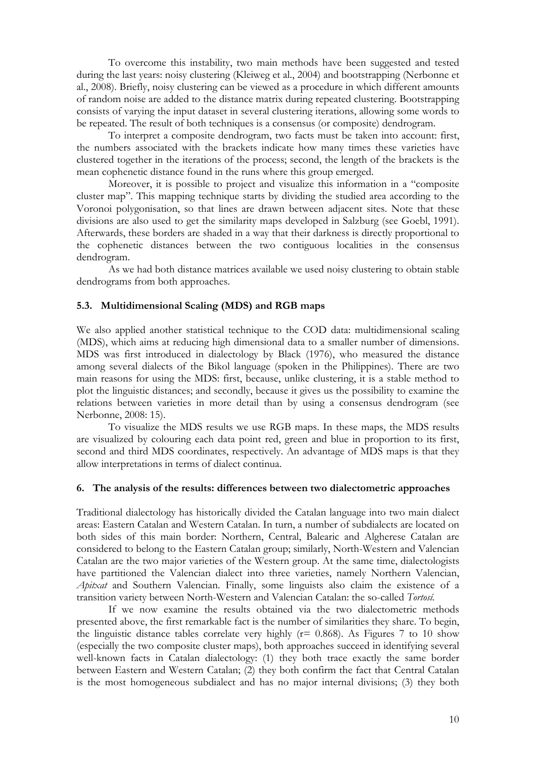To overcome this instability, two main methods have been suggested and tested during the last years: noisy clustering (Kleiweg et al., 2004) and bootstrapping (Nerbonne et al., 2008). Briefly, noisy clustering can be viewed as a procedure in which different amounts of random noise are added to the distance matrix during repeated clustering. Bootstrapping consists of varying the input dataset in several clustering iterations, allowing some words to be repeated. The result of both techniques is a consensus (or composite) dendrogram.

To interpret a composite dendrogram, two facts must be taken into account: first, the numbers associated with the brackets indicate how many times these varieties have clustered together in the iterations of the process; second, the length of the brackets is the mean cophenetic distance found in the runs where this group emerged.

Moreover, it is possible to project and visualize this information in a "composite cluster map". This mapping technique starts by dividing the studied area according to the Voronoi polygonisation, so that lines are drawn between adjacent sites. Note that these divisions are also used to get the similarity maps developed in Salzburg (see Goebl, 1991). Afterwards, these borders are shaded in a way that their darkness is directly proportional to the cophenetic distances between the two contiguous localities in the consensus dendrogram.

As we had both distance matrices available we used noisy clustering to obtain stable dendrograms from both approaches.

### 5.3. Multidimensional Scaling (MDS) and RGB maps

We also applied another statistical technique to the COD data: multidimensional scaling (MDS), which aims at reducing high dimensional data to a smaller number of dimensions. MDS was first introduced in dialectology by Black (1976), who measured the distance among several dialects of the Bikol language (spoken in the Philippines). There are two main reasons for using the MDS: first, because, unlike clustering, it is a stable method to plot the linguistic distances; and secondly, because it gives us the possibility to examine the relations between varieties in more detail than by using a consensus dendrogram (see Nerbonne, 2008: 15).

To visualize the MDS results we use RGB maps. In these maps, the MDS results are visualized by colouring each data point red, green and blue in proportion to its first, second and third MDS coordinates, respectively. An advantage of MDS maps is that they allow interpretations in terms of dialect continua.

## 6. The analysis of the results: differences between two dialectometric approaches

Traditional dialectology has historically divided the Catalan language into two main dialect areas: Eastern Catalan and Western Catalan. In turn, a number of subdialects are located on both sides of this main border: Northern, Central, Balearic and Algherese Catalan are considered to belong to the Eastern Catalan group; similarly, North-Western and Valencian Catalan are the two major varieties of the Western group. At the same time, dialectologists have partitioned the Valencian dialect into three varieties, namely Northern Valencian, *Apitxat* and Southern Valencian. Finally, some linguists also claim the existence of a transition variety between North-Western and Valencian Catalan: the so-called *Tortosí*.

If we now examine the results obtained via the two dialectometric methods presented above, the first remarkable fact is the number of similarities they share. To begin, the linguistic distance tables correlate very highly ($r = 0.868$). As Figures 7 to 10 show (especially the two composite cluster maps), both approaches succeed in identifying several well-known facts in Catalan dialectology: (1) they both trace exactly the same border between Eastern and Western Catalan; (2) they both confirm the fact that Central Catalan is the most homogeneous subdialect and has no major internal divisions; (3) they both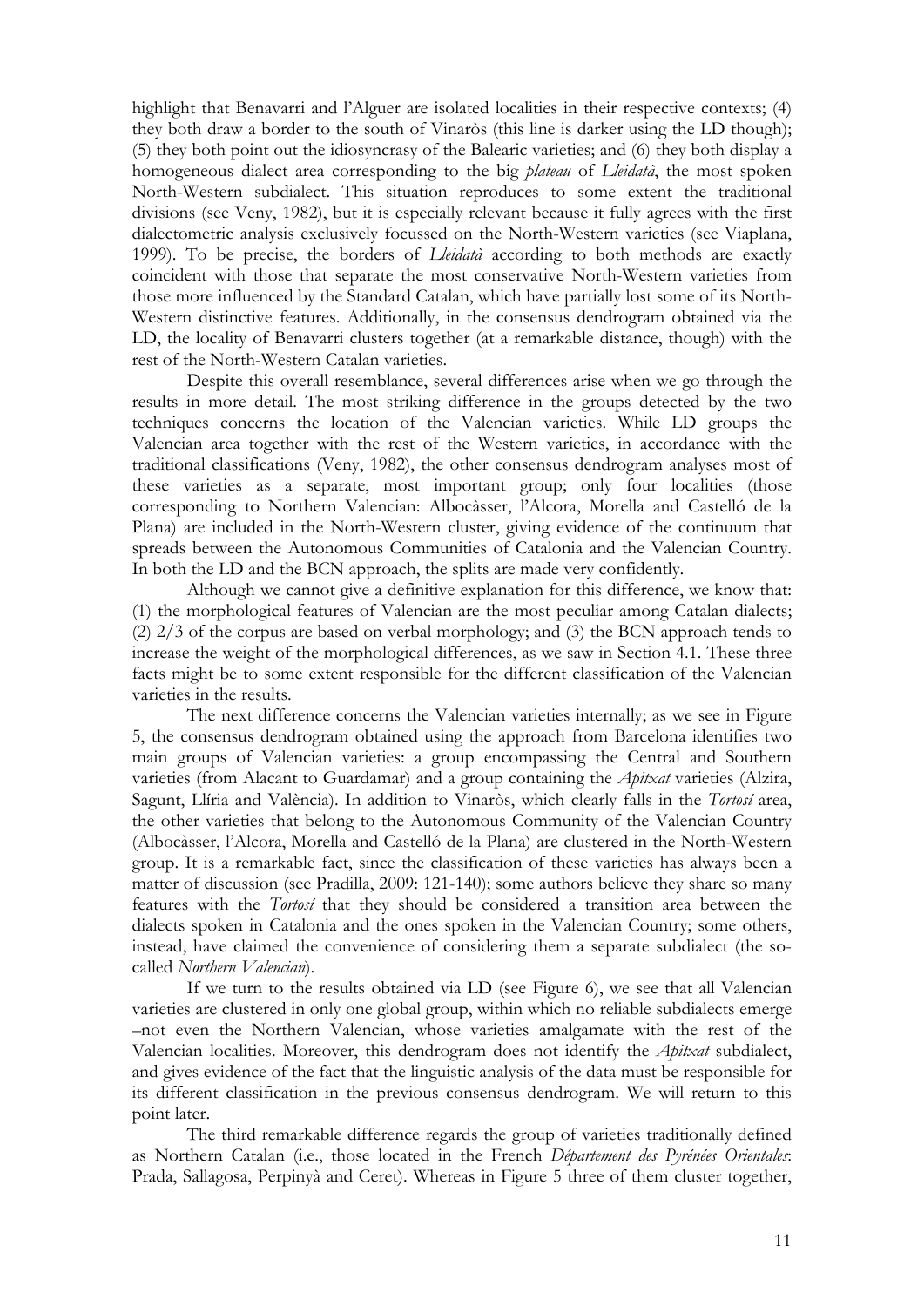highlight that Benavarri and l'Alguer are isolated localities in their respective contexts; (4) they both draw a border to the south of Vinaròs (this line is darker using the LD though); (5) they both point out the idiosyncrasy of the Balearic varieties; and (6) they both display a homogeneous dialect area corresponding to the big *plateau* of *Lleidatà*, the most spoken North-Western subdialect. This situation reproduces to some extent the traditional divisions (see Veny, 1982), but it is especially relevant because it fully agrees with the first dialectometric analysis exclusively focussed on the North-Western varieties (see Viaplana, 1999). To be precise, the borders of *Lleidatà* according to both methods are exactly coincident with those that separate the most conservative North-Western varieties from those more influenced by the Standard Catalan, which have partially lost some of its North-Western distinctive features. Additionally, in the consensus dendrogram obtained via the LD, the locality of Benavarri clusters together (at a remarkable distance, though) with the rest of the North-Western Catalan varieties.

Despite this overall resemblance, several differences arise when we go through the results in more detail. The most striking difference in the groups detected by the two techniques concerns the location of the Valencian varieties. While LD groups the Valencian area together with the rest of the Western varieties, in accordance with the traditional classifications (Veny, 1982), the other consensus dendrogram analyses most of these varieties as a separate, most important group; only four localities (those corresponding to Northern Valencian: Albocàsser, l'Alcora, Morella and Castelló de la Plana) are included in the North-Western cluster, giving evidence of the continuum that spreads between the Autonomous Communities of Catalonia and the Valencian Country. In both the LD and the BCN approach, the splits are made very confidently.

Although we cannot give a definitive explanation for this difference, we know that: (1) the morphological features of Valencian are the most peculiar among Catalan dialects; (2) 2/3 of the corpus are based on verbal morphology; and (3) the BCN approach tends to increase the weight of the morphological differences, as we saw in Section 4.1. These three facts might be to some extent responsible for the different classification of the Valencian varieties in the results.

The next difference concerns the Valencian varieties internally; as we see in Figure 5, the consensus dendrogram obtained using the approach from Barcelona identifies two main groups of Valencian varieties: a group encompassing the Central and Southern varieties (from Alacant to Guardamar) and a group containing the *Apitxat* varieties (Alzira, Sagunt, Llíria and València). In addition to Vinaròs, which clearly falls in the *Tortosí* area, the other varieties that belong to the Autonomous Community of the Valencian Country (Albocàsser, l'Alcora, Morella and Castelló de la Plana) are clustered in the North-Western group. It is a remarkable fact, since the classification of these varieties has always been a matter of discussion (see Pradilla, 2009: 121-140); some authors believe they share so many features with the *Tortosí* that they should be considered a transition area between the dialects spoken in Catalonia and the ones spoken in the Valencian Country; some others, instead, have claimed the convenience of considering them a separate subdialect (the so-called *Northern Valencian*).

If we turn to the results obtained via LD (see Figure 6), we see that all Valencian varieties are clustered in only one global group, within which no reliable subdialects emerge –not even the Northern Valencian, whose varieties amalgamate with the rest of the Valencian localities. Moreover, this dendrogram does not identify the *Apitxat* subdialect, and gives evidence of the fact that the linguistic analysis of the data must be responsible for its different classification in the previous consensus dendrogram. We will return to this point later.

The third remarkable difference regards the group of varieties traditionally defined as Northern Catalan (i.e., those located in the French *Département des Pyrénées Orientales*: Prada, Sallagosa, Perpinyà and Ceret). Whereas in Figure 5 three of them cluster together,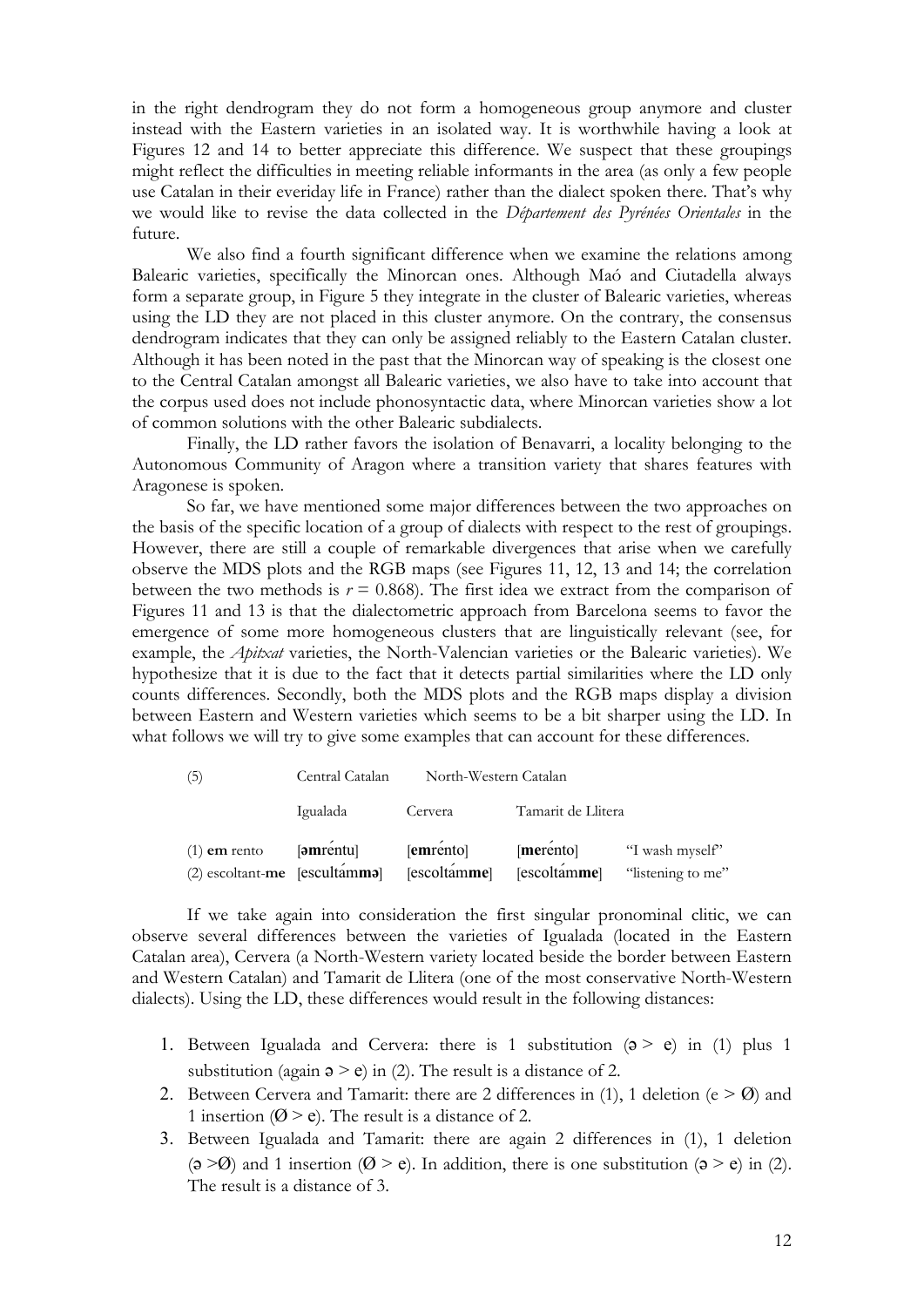in the right dendrogram they do not form a homogeneous group anymore and cluster instead with the Eastern varieties in an isolated way. It is worthwhile having a look at Figures 12 and 14 to better appreciate this difference. We suspect that these groupings might reflect the difficulties in meeting reliable informants in the area (as only a few people use Catalan in their everiday life in France) rather than the dialect spoken there. That's why we would like to revise the data collected in the *Département des Pyrénées Orientales* in the future.

We also find a fourth significant difference when we examine the relations among Balearic varieties, specifically the Minorcan ones. Although Maó and Ciutadella always form a separate group, in Figure 5 they integrate in the cluster of Balearic varieties, whereas using the LD they are not placed in this cluster anymore. On the contrary, the consensus dendrogram indicates that they can only be assigned reliably to the Eastern Catalan cluster. Although it has been noted in the past that the Minorcan way of speaking is the closest one to the Central Catalan amongst all Balearic varieties, we also have to take into account that the corpus used does not include phonosyntactic data, where Minorcan varieties show a lot of common solutions with the other Balearic subdialects.

Finally, the LD rather favors the isolation of Benavarri, a locality belonging to the Autonomous Community of Aragon where a transition variety that shares features with Aragonese is spoken.

So far, we have mentioned some major differences between the two approaches on the basis of the specific location of a group of dialects with respect to the rest of groupings. However, there are still a couple of remarkable divergences that arise when we carefully observe the MDS plots and the RGB maps (see Figures 11, 12, 13 and 14; the correlation between the two methods is $r = 0.868$). The first idea we extract from the comparison of Figures 11 and 13 is that the dialectometric approach from Barcelona seems to favor the emergence of some more homogeneous clusters that are linguistically relevant (see, for example, the *Apitxat* varieties, the North-Valencian varieties or the Balearic varieties). We hypothesize that it is due to the fact that it detects partial similarities where the LD only counts differences. Secondly, both the MDS plots and the RGB maps display a division between Eastern and Western varieties which seems to be a bit sharper using the LD. In what follows we will try to give some examples that can account for these differences.

| (5) | Central Catalan | North-Western Catalan | | |
|---|---|---|---|---|
| | Igualada | Cervera | Tamarit de Llitera | |
| (1) **em** rento | [**əm**réntu] | [**em**rénto] | [**me**rénto] | "I wash myself" |
| (2) escoltant-**me** | [escultám**mə**] | [escoltám**me**] | [escoltám**me**] | "listening to me" |

If we take again into consideration the first singular pronominal clitic, we can observe several differences between the varieties of Igualada (located in the Eastern Catalan area), Cervera (a North-Western variety located beside the border between Eastern and Western Catalan) and Tamarit de Llitera (one of the most conservative North-Western dialects). Using the LD, these differences would result in the following distances:

1. Between Igualada and Cervera: there is 1 substitution (ə > e) in (1) plus 1 substitution (again ə > e) in (2). The result is a distance of 2.
2. Between Cervera and Tamarit: there are 2 differences in (1), 1 deletion (e > Ø) and 1 insertion (Ø > e). The result is a distance of 2.
3. Between Igualada and Tamarit: there are again 2 differences in (1), 1 deletion (ə >Ø) and 1 insertion (Ø > e). In addition, there is one substitution (ə > e) in (2). The result is a distance of 3.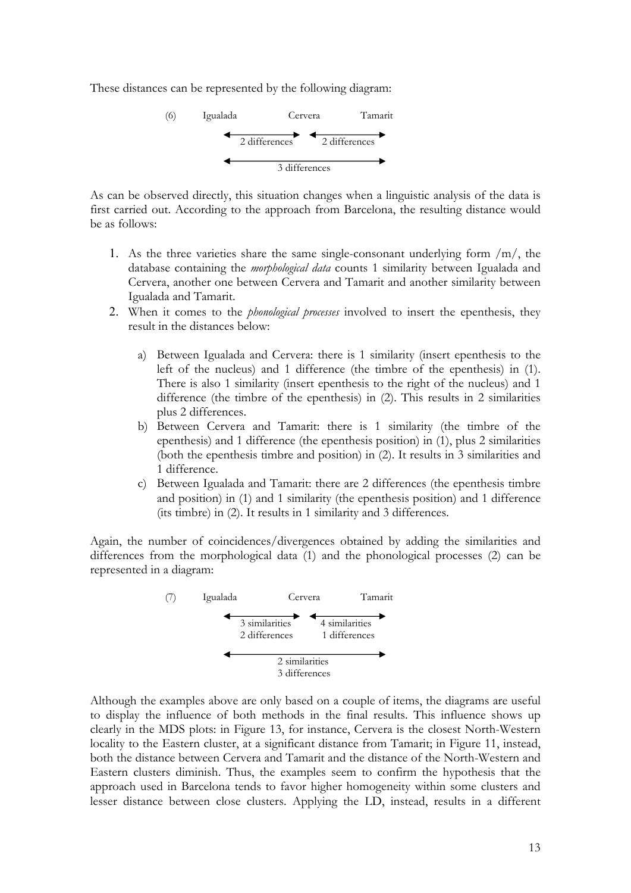These distances can be represented by the following diagram:

```
(6)     Igualada              Cervera            Tamarit
           ◄──────────────►  ◄──────────────►
             2 differences     2 differences
           ◄──────────────────────────────────►
                         3 differences
```

As can be observed directly, this situation changes when a linguistic analysis of the data is first carried out. According to the approach from Barcelona, the resulting distance would be as follows:

1. As the three varieties share the same single-consonant underlying form /m/, the database containing the *morphological data* counts 1 similarity between Igualada and Cervera, another one between Cervera and Tamarit and another similarity between Igualada and Tamarit.
2. When it comes to the *phonological processes* involved to insert the epenthesis, they result in the distances below:

    a) Between Igualada and Cervera: there is 1 similarity (insert epenthesis to the left of the nucleus) and 1 difference (the timbre of the epenthesis) in (1). There is also 1 similarity (insert epenthesis to the right of the nucleus) and 1 difference (the timbre of the epenthesis) in (2). This results in 2 similarities plus 2 differences.

    b) Between Cervera and Tamarit: there is 1 similarity (the timbre of the epenthesis) and 1 difference (the epenthesis position) in (1), plus 2 similarities (both the epenthesis timbre and position) in (2). It results in 3 similarities and 1 difference.

    c) Between Igualada and Tamarit: there are 2 differences (the epenthesis timbre and position) in (1) and 1 similarity (the epenthesis position) and 1 difference (its timbre) in (2). It results in 1 similarity and 3 differences.

Again, the number of coincidences/divergences obtained by adding the similarities and differences from the morphological data (1) and the phonological processes (2) can be represented in a diagram:

```
(7)     Igualada              Cervera            Tamarit
           ◄──────────────►  ◄──────────────►
             3 similarities    4 similarities
             2 differences     1 differences
           ◄──────────────────────────────────►
                         2 similarities
                         3 differences
```

Although the examples above are only based on a couple of items, the diagrams are useful to display the influence of both methods in the final results. This influence shows up clearly in the MDS plots: in Figure 13, for instance, Cervera is the closest North-Western locality to the Eastern cluster, at a significant distance from Tamarit; in Figure 11, instead, both the distance between Cervera and Tamarit and the distance of the North-Western and Eastern clusters diminish. Thus, the examples seem to confirm the hypothesis that the approach used in Barcelona tends to favor higher homogeneity within some clusters and lesser distance between close clusters. Applying the LD, instead, results in a different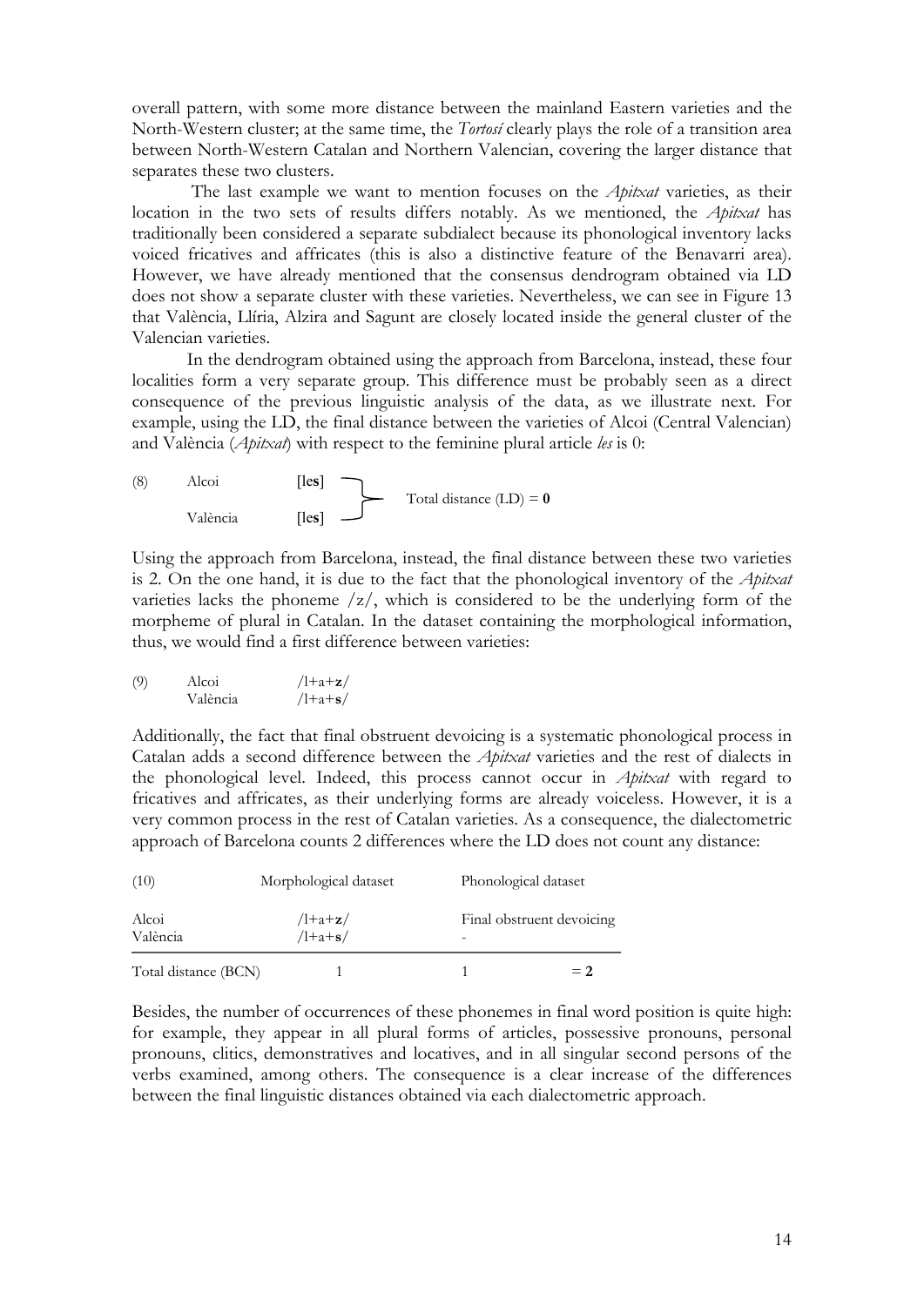overall pattern, with some more distance between the mainland Eastern varieties and the North-Western cluster; at the same time, the *Tortosí* clearly plays the role of a transition area between North-Western Catalan and Northern Valencian, covering the larger distance that separates these two clusters.

The last example we want to mention focuses on the *Apitxat* varieties, as their location in the two sets of results differs notably. As we mentioned, the *Apitxat* has traditionally been considered a separate subdialect because its phonological inventory lacks voiced fricatives and affricates (this is also a distinctive feature of the Benavarri area). However, we have already mentioned that the consensus dendrogram obtained via LD does not show a separate cluster with these varieties. Nevertheless, we can see in Figure 13 that València, Llíria, Alzira and Sagunt are closely located inside the general cluster of the Valencian varieties.

In the dendrogram obtained using the approach from Barcelona, instead, these four localities form a very separate group. This difference must be probably seen as a direct consequence of the previous linguistic analysis of the data, as we illustrate next. For example, using the LD, the final distance between the varieties of Alcoi (Central Valencian) and València (*Apitxat*) with respect to the feminine plural article *les* is 0:

(8) Alcoi [le**s**]
València [le**s**]
Total distance (LD) = **0**

Using the approach from Barcelona, instead, the final distance between these two varieties is 2. On the one hand, it is due to the fact that the phonological inventory of the *Apitxat* varieties lacks the phoneme /z/, which is considered to be the underlying form of the morpheme of plural in Catalan. In the dataset containing the morphological information, thus, we would find a first difference between varieties:

(9) Alcoi /l+a+**z**/
València /l+a+**s**/

Additionally, the fact that final obstruent devoicing is a systematic phonological process in Catalan adds a second difference between the *Apitxat* varieties and the rest of dialects in the phonological level. Indeed, this process cannot occur in *Apitxat* with regard to fricatives and affricates, as their underlying forms are already voiceless. However, it is a very common process in the rest of Catalan varieties. As a consequence, the dialectometric approach of Barcelona counts 2 differences where the LD does not count any distance:

| (10) | Morphological dataset | Phonological dataset | |
|---|---|---|---|
| Alcoi<br>València | /l+a+**z**/<br>/l+a+**s**/ | Final obstruent devoicing<br>- | |
| Total distance (BCN) | 1 | 1 | = **2** |

Besides, the number of occurrences of these phonemes in final word position is quite high: for example, they appear in all plural forms of articles, possessive pronouns, personal pronouns, clitics, demonstratives and locatives, and in all singular second persons of the verbs examined, among others. The consequence is a clear increase of the differences between the final linguistic distances obtained via each dialectometric approach.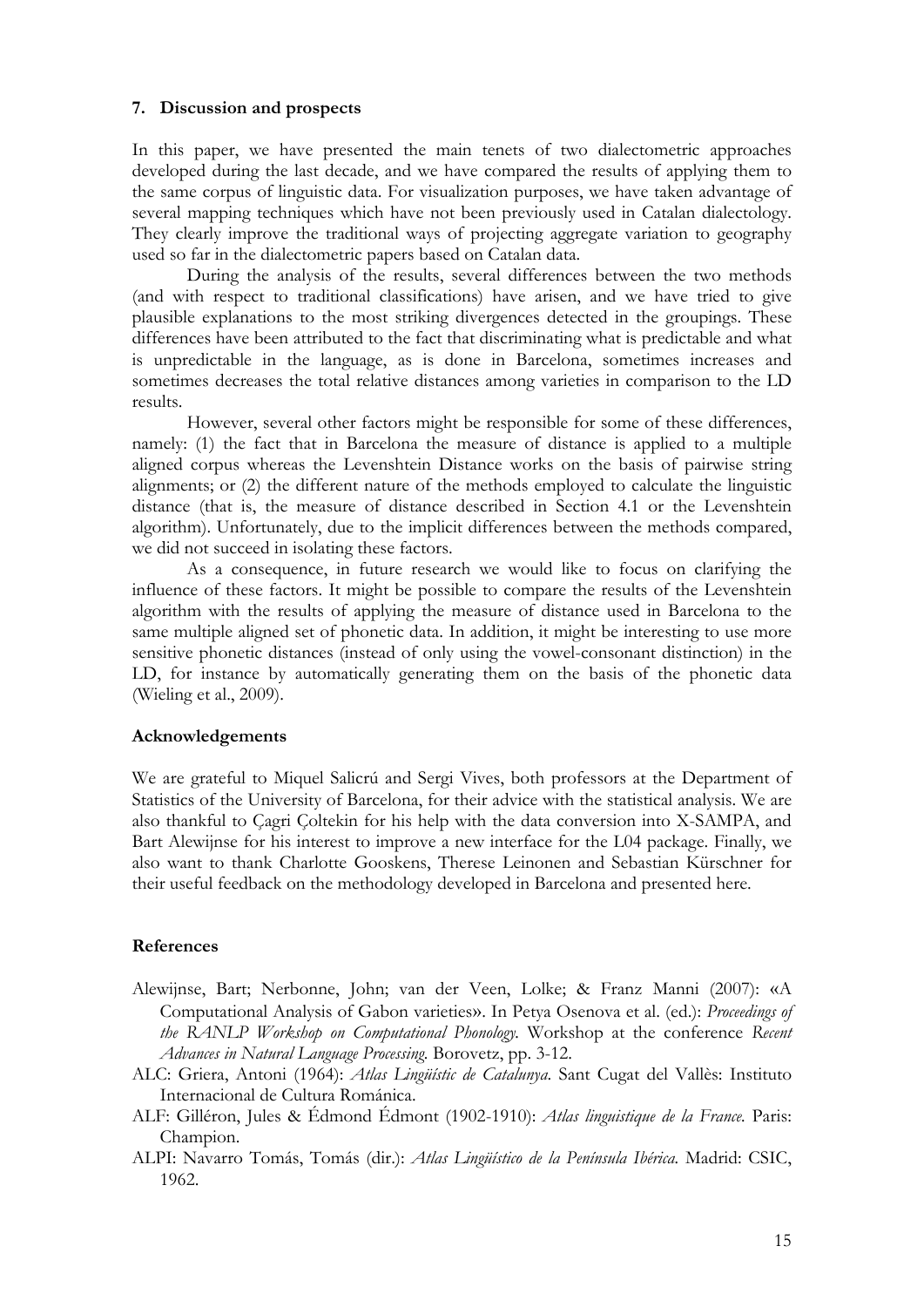## 7. Discussion and prospects

In this paper, we have presented the main tenets of two dialectometric approaches developed during the last decade, and we have compared the results of applying them to the same corpus of linguistic data. For visualization purposes, we have taken advantage of several mapping techniques which have not been previously used in Catalan dialectology. They clearly improve the traditional ways of projecting aggregate variation to geography used so far in the dialectometric papers based on Catalan data.

During the analysis of the results, several differences between the two methods (and with respect to traditional classifications) have arisen, and we have tried to give plausible explanations to the most striking divergences detected in the groupings. These differences have been attributed to the fact that discriminating what is predictable and what is unpredictable in the language, as is done in Barcelona, sometimes increases and sometimes decreases the total relative distances among varieties in comparison to the LD results.

However, several other factors might be responsible for some of these differences, namely: (1) the fact that in Barcelona the measure of distance is applied to a multiple aligned corpus whereas the Levenshtein Distance works on the basis of pairwise string alignments; or (2) the different nature of the methods employed to calculate the linguistic distance (that is, the measure of distance described in Section 4.1 or the Levenshtein algorithm). Unfortunately, due to the implicit differences between the methods compared, we did not succeed in isolating these factors.

As a consequence, in future research we would like to focus on clarifying the influence of these factors. It might be possible to compare the results of the Levenshtein algorithm with the results of applying the measure of distance used in Barcelona to the same multiple aligned set of phonetic data. In addition, it might be interesting to use more sensitive phonetic distances (instead of only using the vowel-consonant distinction) in the LD, for instance by automatically generating them on the basis of the phonetic data (Wieling et al., 2009).

## Acknowledgements

We are grateful to Miquel Salicrú and Sergi Vives, both professors at the Department of Statistics of the University of Barcelona, for their advice with the statistical analysis. We are also thankful to Çagri Çoltekin for his help with the data conversion into X-SAMPA, and Bart Alewijnse for his interest to improve a new interface for the L04 package. Finally, we also want to thank Charlotte Gooskens, Therese Leinonen and Sebastian Kürschner for their useful feedback on the methodology developed in Barcelona and presented here.

## References

- Alewijnse, Bart; Nerbonne, John; van der Veen, Lolke; & Franz Manni (2007): «A Computational Analysis of Gabon varieties». In Petya Osenova et al. (ed.): *Proceedings of the RANLP Workshop on Computational Phonology*. Workshop at the conference *Recent Advances in Natural Language Processing*. Borovetz, pp. 3-12.
- ALC: Griera, Antoni (1964): *Atlas Lingüístic de Catalunya*. Sant Cugat del Vallès: Instituto Internacional de Cultura Románica.
- ALF: Gilléron, Jules & Édmond Édmont (1902-1910): *Atlas linguistique de la France*. Paris: Champion.
- ALPI: Navarro Tomás, Tomás (dir.): *Atlas Lingüístico de la Península Ibérica*. Madrid: CSIC, 1962.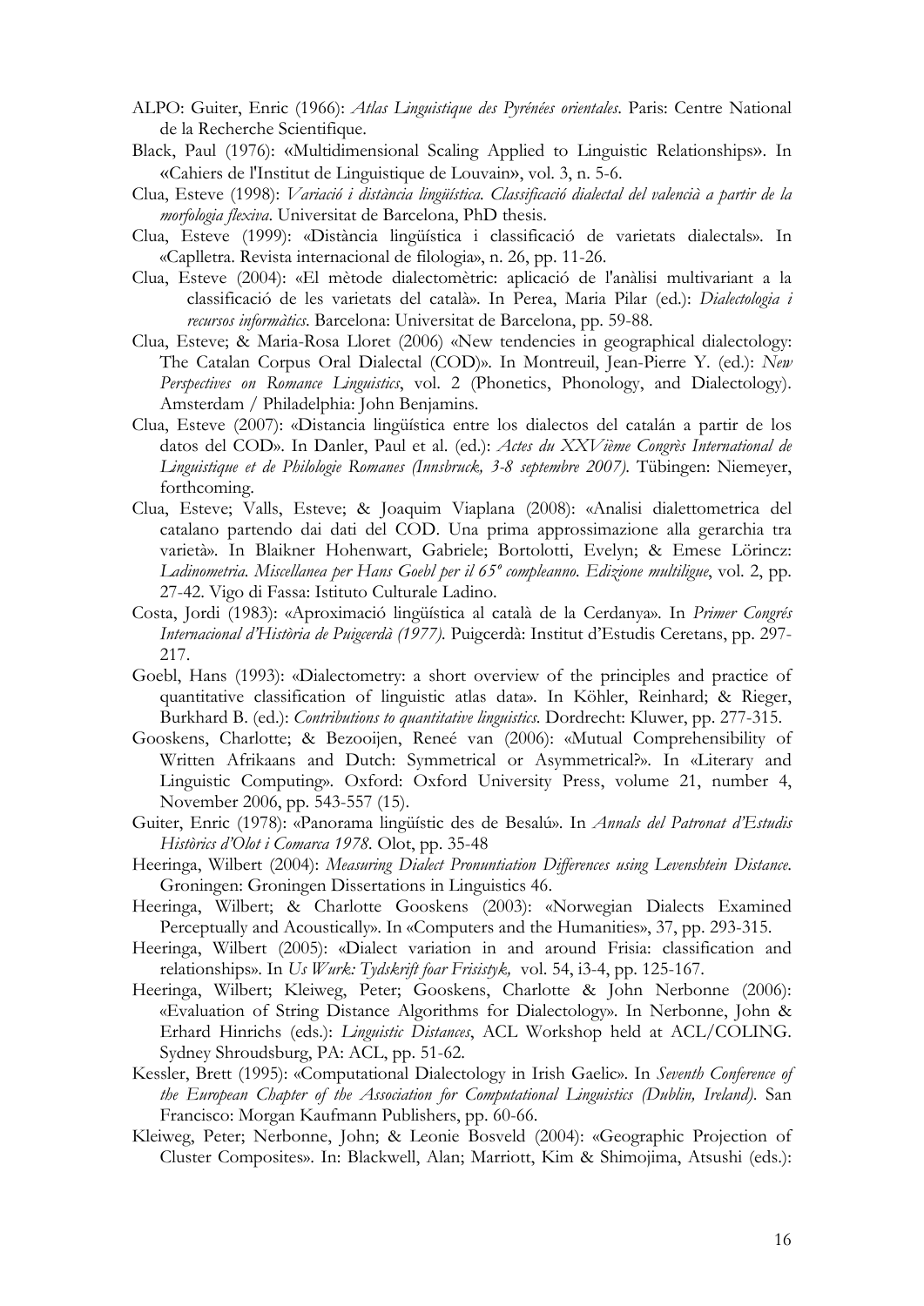ALPO: Guiter, Enric (1966): *Atlas Linguistique des Pyrénées orientales*. Paris: Centre National de la Recherche Scientifique.

Black, Paul (1976): «Multidimensional Scaling Applied to Linguistic Relationships». In «Cahiers de l'Institut de Linguistique de Louvain», vol. 3, n. 5-6.

Clua, Esteve (1998): *Variació i distància lingüística. Classificació dialectal del valencià a partir de la morfologia flexiva*. Universitat de Barcelona, PhD thesis.

Clua, Esteve (1999): «Distància lingüística i classificació de varietats dialectals». In «Caplletra. Revista internacional de filologia», n. 26, pp. 11-26.

Clua, Esteve (2004): «El mètode dialectomètric: aplicació de l'anàlisi multivariant a la classificació de les varietats del català». In Perea, Maria Pilar (ed.): *Dialectologia i recursos informàtics*. Barcelona: Universitat de Barcelona, pp. 59-88.

Clua, Esteve; & Maria-Rosa Lloret (2006) «New tendencies in geographical dialectology: The Catalan Corpus Oral Dialectal (COD)». In Montreuil, Jean-Pierre Y. (ed.): *New Perspectives on Romance Linguistics*, vol. 2 (Phonetics, Phonology, and Dialectology). Amsterdam / Philadelphia: John Benjamins.

Clua, Esteve (2007): «Distancia lingüística entre los dialectos del catalán a partir de los datos del COD». In Danler, Paul et al. (ed.): *Actes du XXVième Congrès International de Linguistique et de Philologie Romanes (Innsbruck, 3-8 septembre 2007)*. Tübingen: Niemeyer, forthcoming.

Clua, Esteve; Valls, Esteve; & Joaquim Viaplana (2008): «Analisi dialettometrica del catalano partendo dai dati del COD. Una prima approssimazione alla gerarchia tra varietà». In Blaikner Hohenwart, Gabriele; Bortolotti, Evelyn; & Emese Lörincz: *Ladinometria. Miscellanea per Hans Goebl per il 65º compleanno. Edizione multiligue*, vol. 2, pp. 27-42. Vigo di Fassa: Istituto Culturale Ladino.

Costa, Jordi (1983): «Aproximació lingüística al català de la Cerdanya». In *Primer Congrés Internacional d'Història de Puigcerdà (1977)*. Puigcerdà: Institut d'Estudis Ceretans, pp. 297-217.

Goebl, Hans (1993): «Dialectometry: a short overview of the principles and practice of quantitative classification of linguistic atlas data». In Köhler, Reinhard; & Rieger, Burkhard B. (ed.): *Contributions to quantitative linguistics*. Dordrecht: Kluwer, pp. 277-315.

Gooskens, Charlotte; & Bezooijen, Reneé van (2006): «Mutual Comprehensibility of Written Afrikaans and Dutch: Symmetrical or Asymmetrical?». In «Literary and Linguistic Computing». Oxford: Oxford University Press, volume 21, number 4, November 2006, pp. 543-557 (15).

Guiter, Enric (1978): «Panorama lingüístic des de Besalú». In *Annals del Patronat d'Estudis Històrics d'Olot i Comarca 1978*. Olot, pp. 35-48

Heeringa, Wilbert (2004): *Measuring Dialect Pronuntiation Differences using Levenshtein Distance*. Groningen: Groningen Dissertations in Linguistics 46.

Heeringa, Wilbert; & Charlotte Gooskens (2003): «Norwegian Dialects Examined Perceptually and Acoustically». In «Computers and the Humanities», 37, pp. 293-315.

Heeringa, Wilbert (2005): «Dialect variation in and around Frisia: classification and relationships». In *Us Wurk: Tydskrift foar Frisistyk,* vol. 54, i3-4, pp. 125-167.

Heeringa, Wilbert; Kleiweg, Peter; Gooskens, Charlotte & John Nerbonne (2006): «Evaluation of String Distance Algorithms for Dialectology». In Nerbonne, John & Erhard Hinrichs (eds.): *Linguistic Distances*, ACL Workshop held at ACL/COLING. Sydney Shroudsburg, PA: ACL, pp. 51-62.

Kessler, Brett (1995): «Computational Dialectology in Irish Gaelic». In *Seventh Conference of the European Chapter of the Association for Computational Linguistics (Dublin, Ireland)*. San Francisco: Morgan Kaufmann Publishers, pp. 60-66.

Kleiweg, Peter; Nerbonne, John; & Leonie Bosveld (2004): «Geographic Projection of Cluster Composites». In: Blackwell, Alan; Marriott, Kim & Shimojima, Atsushi (eds.):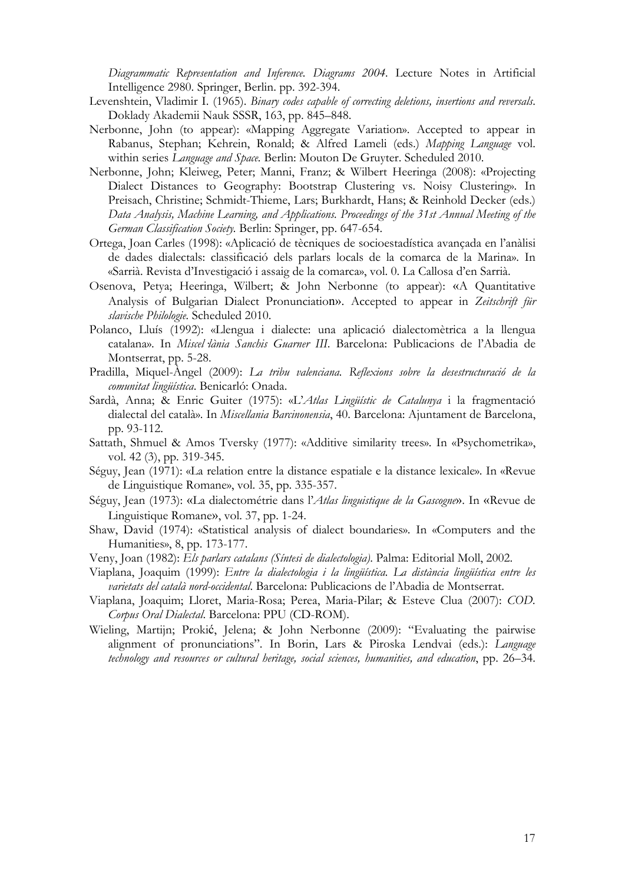*Diagrammatic Representation and Inference. Diagrams 2004*. Lecture Notes in Artificial Intelligence 2980. Springer, Berlin. pp. 392-394.

Levenshtein, Vladimir I. (1965). *Binary codes capable of correcting deletions, insertions and reversals*. Doklady Akademii Nauk SSSR, 163, pp. 845–848.

Nerbonne, John (to appear): «Mapping Aggregate Variation». Accepted to appear in Rabanus, Stephan; Kehrein, Ronald; & Alfred Lameli (eds.) *Mapping Language* vol. within series *Language and Space.* Berlin: Mouton De Gruyter. Scheduled 2010.

Nerbonne, John; Kleiweg, Peter; Manni, Franz; & Wilbert Heeringa (2008): «Projecting Dialect Distances to Geography: Bootstrap Clustering vs. Noisy Clustering». In Preisach, Christine; Schmidt-Thieme, Lars; Burkhardt, Hans; & Reinhold Decker (eds.) *Data Analysis, Machine Learning, and Applications. Proceedings of the 31st Annual Meeting of the German Classification Society.* Berlin: Springer, pp. 647-654.

Ortega, Joan Carles (1998): «Aplicació de tècniques de socioestadística avançada en l'anàlisi de dades dialectals: classificació dels parlars locals de la comarca de la Marina». In «Sarrià. Revista d'Investigació i assaig de la comarca», vol. 0. La Callosa d'en Sarrià.

Osenova, Petya; Heeringa, Wilbert; & John Nerbonne (to appear): «A Quantitative Analysis of Bulgarian Dialect Pronunciation». Accepted to appear in *Zeitschrift für slavische Philologie.* Scheduled 2010.

Polanco, Lluís (1992): «Llengua i dialecte: una aplicació dialectomètrica a la llengua catalana». In *Miscel·lània Sanchis Guarner III*. Barcelona: Publicacions de l'Abadia de Montserrat, pp. 5-28.

Pradilla, Miquel-Àngel (2009): *La tribu valenciana. Reflexions sobre la desestructuració de la comunitat lingüística*. Benicarló: Onada.

Sardà, Anna; & Enric Guiter (1975): «L'*Atlas Lingüístic de Catalunya* i la fragmentació dialectal del català». In *Miscellania Barcinonensia*, 40. Barcelona: Ajuntament de Barcelona, pp. 93-112.

Sattath, Shmuel & Amos Tversky (1977): «Additive similarity trees». In «Psychometrika», vol. 42 (3), pp. 319-345.

Séguy, Jean (1971): «La relation entre la distance spatiale e la distance lexicale». In «Revue de Linguistique Romane», vol. 35, pp. 335-357.

Séguy, Jean (1973): «La dialectométrie dans l'*Atlas linguistique de la Gascogne*». In «Revue de Linguistique Romane», vol. 37, pp. 1-24.

Shaw, David (1974): «Statistical analysis of dialect boundaries». In «Computers and the Humanities», 8, pp. 173-177.

Veny, Joan (1982): *Els parlars catalans (Síntesi de dialectologia)*. Palma: Editorial Moll, 2002.

Viaplana, Joaquim (1999): *Entre la dialectologia i la lingüística. La distància lingüística entre les varietats del català nord-occidental*. Barcelona: Publicacions de l'Abadia de Montserrat.

Viaplana, Joaquim; Lloret, Maria-Rosa; Perea, Maria-Pilar; & Esteve Clua (2007): *COD. Corpus Oral Dialectal*. Barcelona: PPU (CD-ROM).

Wieling, Martijn; Prokić, Jelena; & John Nerbonne (2009): "Evaluating the pairwise alignment of pronunciations". In Borin, Lars & Piroska Lendvai (eds.): *Language technology and resources or cultural heritage, social sciences, humanities, and education*, pp. 26–34.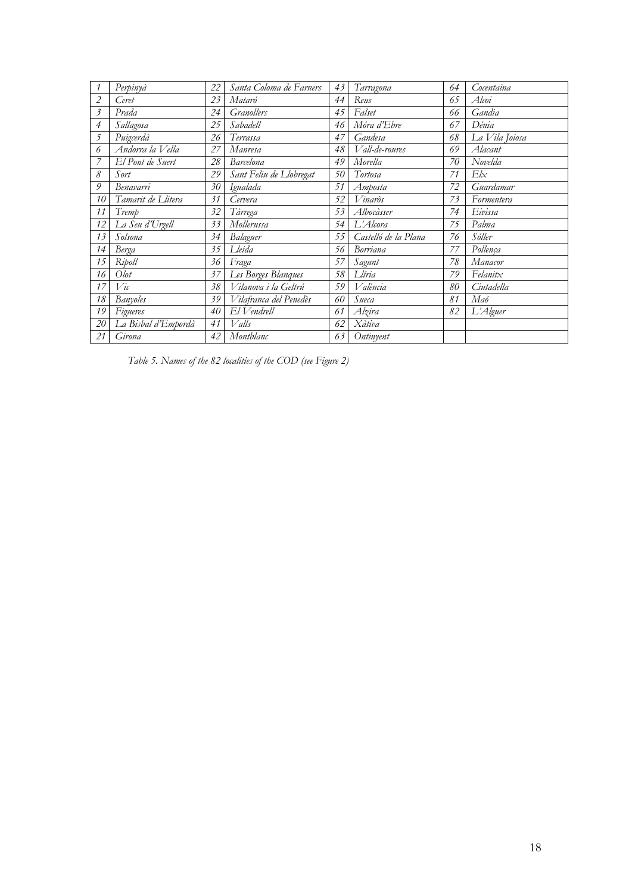| | | | | | | | |
|---|---|---|---|---|---|---|---|
| *1* | *Perpinyà* | *22* | *Santa Coloma de Farners* | *43* | *Tarragona* | *64* | *Cocentaina* |
| *2* | *Ceret* | *23* | *Mataró* | *44* | *Reus* | *65* | *Alcoi* |
| *3* | *Prada* | *24* | *Granollers* | *45* | *Falset* | *66* | *Gandia* |
| *4* | *Sallagosa* | *25* | *Sabadell* | *46* | *Móra d'Ebre* | *67* | *Dénia* |
| *5* | *Puigcerdà* | *26* | *Terrassa* | *47* | *Gandesa* | *68* | *La Vila Joiosa* |
| *6* | *Andorra la Vella* | *27* | *Manresa* | *48* | *Vall-de-roures* | *69* | *Alacant* |
| *7* | *El Pont de Suert* | *28* | *Barcelona* | *49* | *Morella* | *70* | *Novelda* |
| *8* | *Sort* | *29* | *Sant Feliu de Llobregat* | *50* | *Tortosa* | *71* | *Elx* |
| *9* | *Benavarri* | *30* | *Igualada* | *51* | *Amposta* | *72* | *Guardamar* |
| *10* | *Tamarit de Llitera* | *31* | *Cervera* | *52* | *Vinaròs* | *73* | *Formentera* |
| *11* | *Tremp* | *32* | *Tàrrega* | *53* | *Albocàsser* | *74* | *Eivissa* |
| *12* | *La Seu d'Urgell* | *33* | *Mollerussa* | *54* | *L'Alcora* | *75* | *Palma* |
| *13* | *Solsona* | *34* | *Balaguer* | *55* | *Castelló de la Plana* | *76* | *Sóller* |
| *14* | *Berga* | *35* | *Lleida* | *56* | *Borriana* | *77* | *Pollença* |
| *15* | *Ripoll* | *36* | *Fraga* | *57* | *Sagunt* | *78* | *Manacor* |
| *16* | *Olot* | *37* | *Les Borges Blanques* | *58* | *Llíria* | *79* | *Felanitx* |
| *17* | *Vic* | *38* | *Vilanova i la Geltrú* | *59* | *València* | *80* | *Ciutadella* |
| *18* | *Banyoles* | *39* | *Vilafranca del Penedès* | *60* | *Sueca* | *81* | *Maó* |
| *19* | *Figueres* | *40* | *El Vendrell* | *61* | *Alzira* | *82* | *L'Alguer* |
| *20* | *La Bisbal d'Empordà* | *41* | *Valls* | *62* | *Xàtiva* | | |
| *21* | *Girona* | *42* | *Montblanc* | *63* | *Ontinyent* | | |

*Table 5. Names of the 82 localities of the COD (see Figure 2)*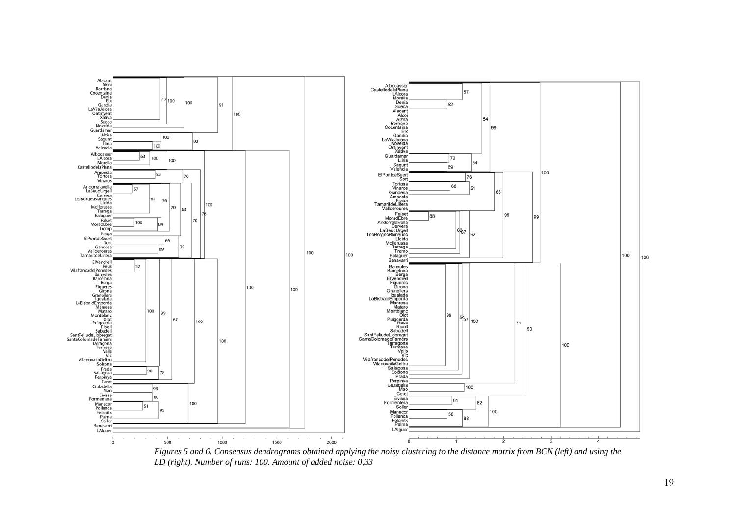*Figures 5 and 6. Consensus dendrograms obtained applying the noisy clustering to the distance matrix from BCN (left) and using the LD (right). Number of runs: 100. Amount of added noise: 0,33*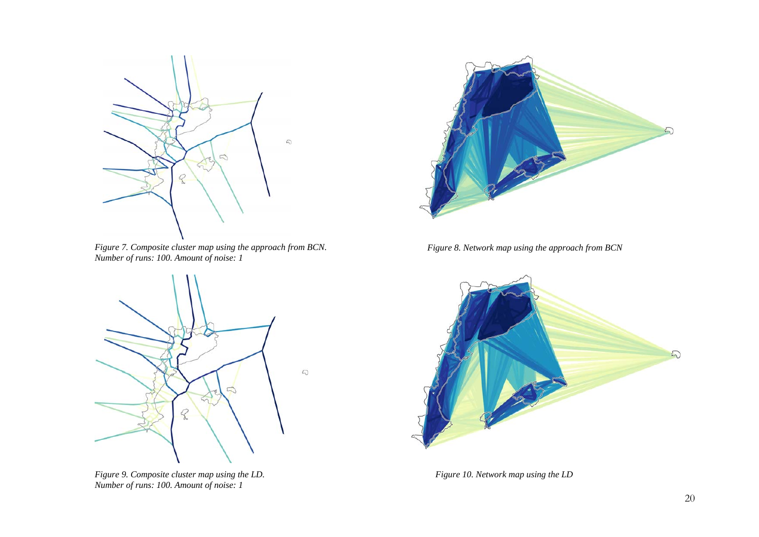*Figure 7. Composite cluster map using the approach from BCN. Number of runs: 100. Amount of noise: 1*

*Figure 8. Network map using the approach from BCN*

*Figure 9. Composite cluster map using the LD. Number of runs: 100. Amount of noise: 1*

*Figure 10. Network map using the LD*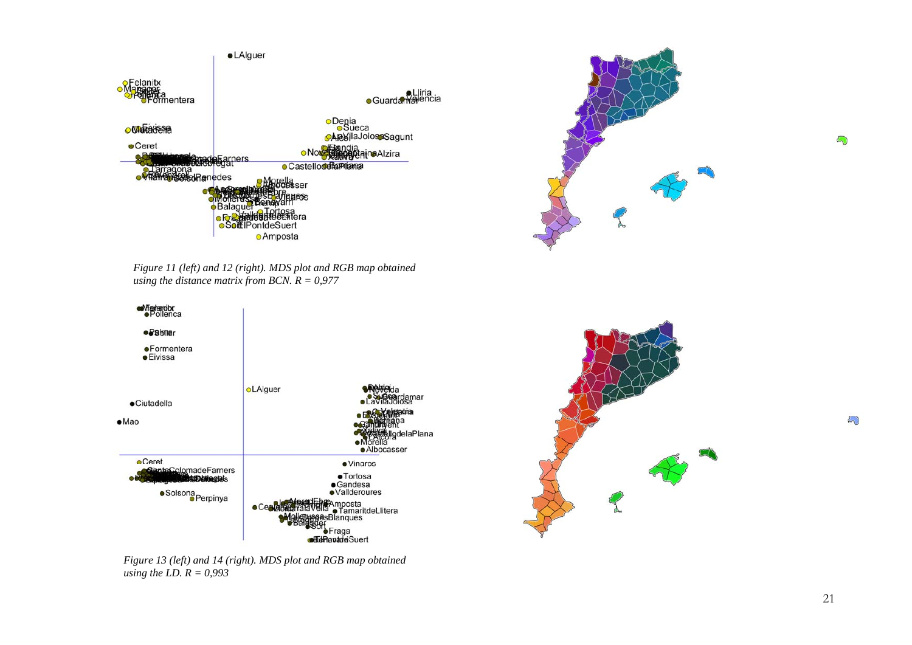*Figure 11 (left) and 12 (right). MDS plot and RGB map obtained using the distance matrix from BCN. R = 0,977*

*Figure 13 (left) and 14 (right). MDS plot and RGB map obtained using the LD. R = 0,993*